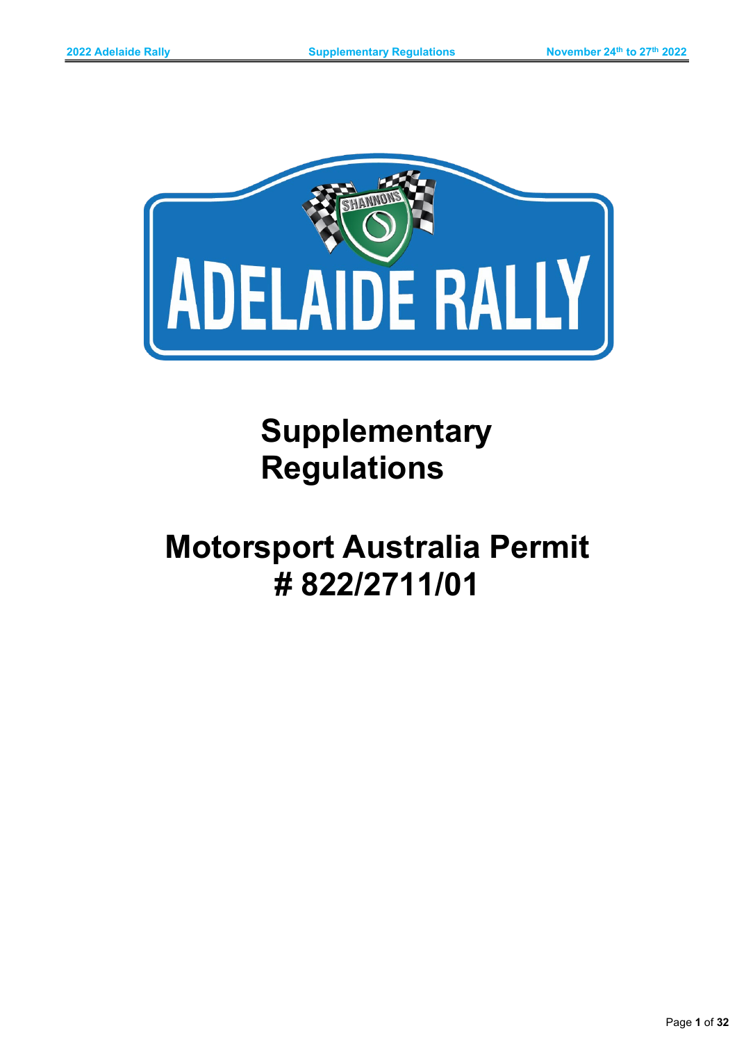# Supplementary Regulations

# Motorsport Australia Permit # 822/2711/01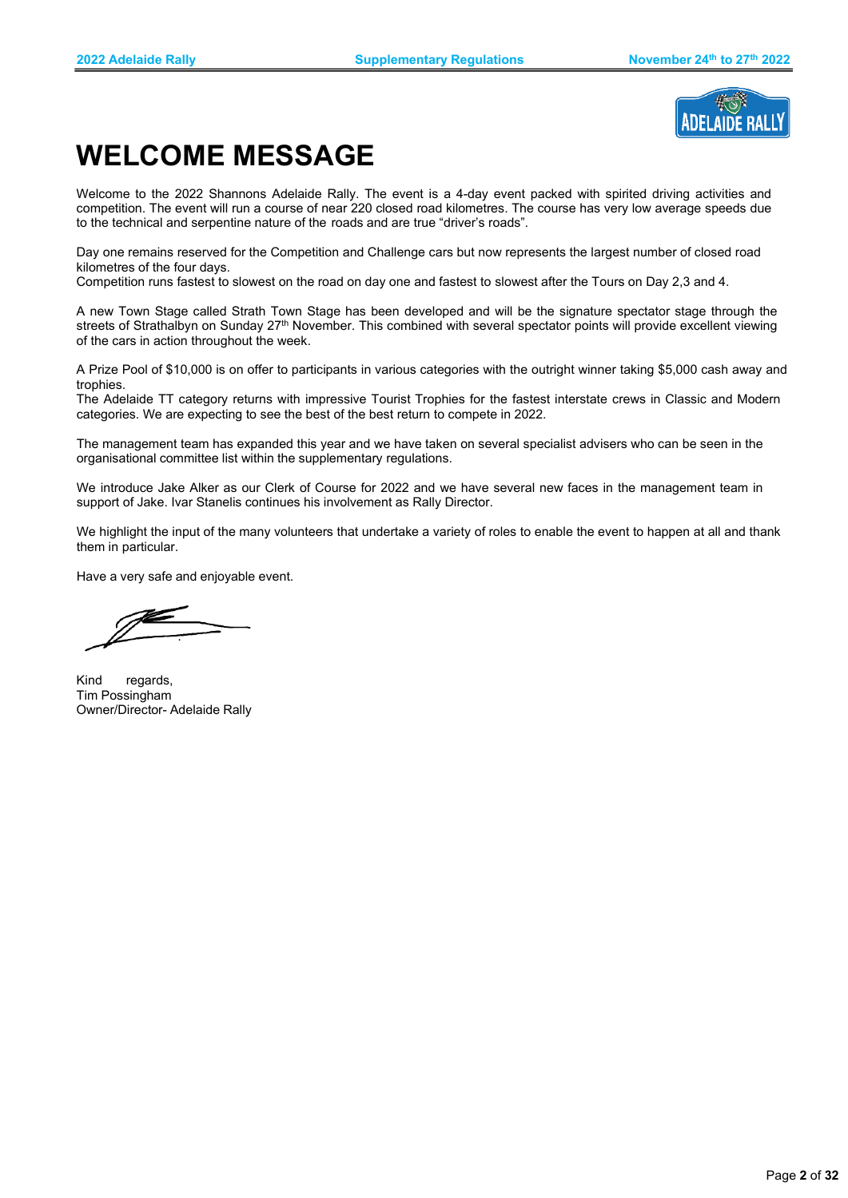# WELCOME MESSAGE

Welcome to the 2022 Shannons Adelaide Rally. The event is a 4-day event packed with spirited driving activities and competition. The event will run a course of near 220 closed road kilometres. The course has very low average speeds due to the technical and serpentine nature of the roads and are true "driver's roads".

Day one remains reserved for the Competition and Challenge cars but now represents the largest number of closed road kilometres of the four days.
Competition runs fastest to slowest on the road on day one and fastest to slowest after the Tours on Day 2,3 and 4.

A new Town Stage called Strath Town Stage has been developed and will be the signature spectator stage through the streets of Strathalbyn on Sunday 27th November. This combined with several spectator points will provide excellent viewing of the cars in action throughout the week.

A Prize Pool of $10,000 is on offer to participants in various categories with the outright winner taking $5,000 cash away and trophies.
The Adelaide TT category returns with impressive Tourist Trophies for the fastest interstate crews in Classic and Modern categories. We are expecting to see the best of the best return to compete in 2022.

The management team has expanded this year and we have taken on several specialist advisers who can be seen in the organisational committee list within the supplementary regulations.

We introduce Jake Alker as our Clerk of Course for 2022 and we have several new faces in the management team in support of Jake. Ivar Stanelis continues his involvement as Rally Director.

We highlight the input of the many volunteers that undertake a variety of roles to enable the event to happen at all and thank them in particular.

Have a very safe and enjoyable event.

Kind regards,
Tim Possingham
Owner/Director- Adelaide Rally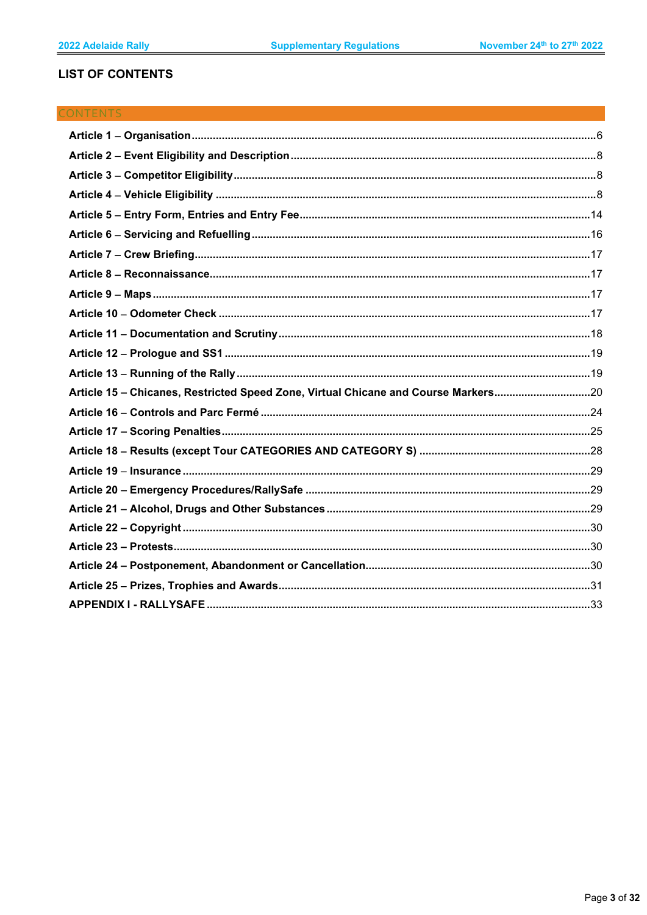## LIST OF CONTENTS

### CONTENTS

- **Article 1 – Organisation** ... 6
- **Article 2 – Event Eligibility and Description** ... 8
- **Article 3 – Competitor Eligibility** ... 8
- **Article 4 – Vehicle Eligibility** ... 8
- **Article 5 – Entry Form, Entries and Entry Fee** ... 14
- **Article 6 – Servicing and Refuelling** ... 16
- **Article 7 – Crew Briefing** ... 17
- **Article 8 – Reconnaissance** ... 17
- **Article 9 – Maps** ... 17
- **Article 10 – Odometer Check** ... 17
- **Article 11 – Documentation and Scrutiny** ... 18
- **Article 12 – Prologue and SS1** ... 19
- **Article 13 – Running of the Rally** ... 19
- **Article 15 – Chicanes, Restricted Speed Zone, Virtual Chicane and Course Markers** ... 20
- **Article 16 – Controls and Parc Fermé** ... 24
- **Article 17 – Scoring Penalties** ... 25
- **Article 18 – Results (except Tour CATEGORIES AND CATEGORY S)** ... 28
- **Article 19 – Insurance** ... 29
- **Article 20 – Emergency Procedures/RallySafe** ... 29
- **Article 21 – Alcohol, Drugs and Other Substances** ... 29
- **Article 22 – Copyright** ... 30
- **Article 23 – Protests** ... 30
- **Article 24 – Postponement, Abandonment or Cancellation** ... 30
- **Article 25 – Prizes, Trophies and Awards** ... 31
- **APPENDIX I - RALLYSAFE** ... 33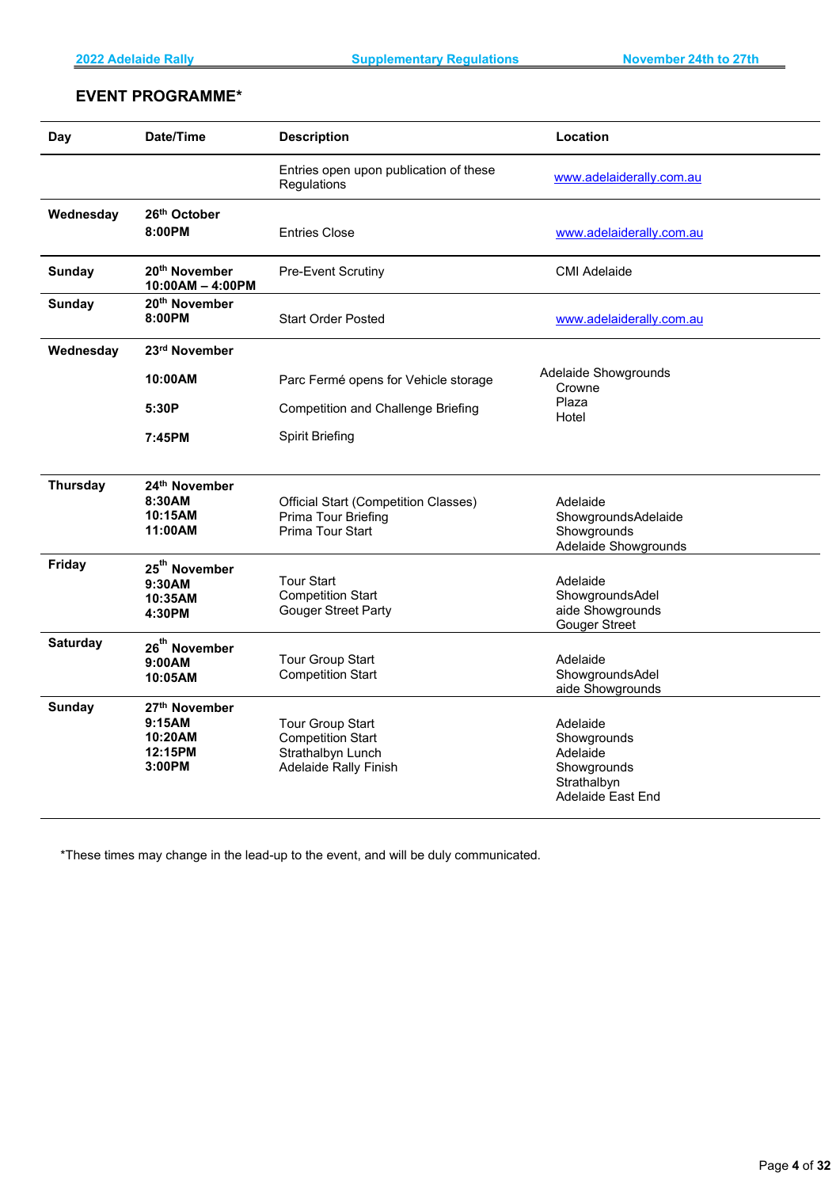## EVENT PROGRAMME*

| Day | Date/Time | Description | Location |
|---|---|---|---|
| | | Entries open upon publication of these Regulations | www.adelaiderally.com.au |
| Wednesday | 26th October<br>8:00PM | Entries Close | www.adelaiderally.com.au |
| Sunday | 20th November<br>10:00AM – 4:00PM | Pre-Event Scrutiny | CMI Adelaide |
| Sunday | 20th November<br>8:00PM | Start Order Posted | www.adelaiderally.com.au |
| Wednesday | 23rd November<br>10:00AM<br>5:30P<br>7:45PM | Parc Fermé opens for Vehicle storage<br>Competition and Challenge Briefing<br>Spirit Briefing | Adelaide Showgrounds<br>Crowne Plaza Hotel |
| Thursday | 24th November<br>8:30AM<br>10:15AM<br>11:00AM | Official Start (Competition Classes)<br>Prima Tour Briefing<br>Prima Tour Start | Adelaide Showgrounds<br>Adelaide Showgrounds<br>Adelaide Showgrounds |
| Friday | 25th November<br>9:30AM<br>10:35AM<br>4:30PM | Tour Start<br>Competition Start<br>Gouger Street Party | Adelaide Showgrounds<br>Adelaide Showgrounds<br>Gouger Street |
| Saturday | 26th November<br>9:00AM<br>10:05AM | Tour Group Start<br>Competition Start | Adelaide Showgrounds<br>Adelaide Showgrounds |
| Sunday | 27th November<br>9:15AM<br>10:20AM<br>12:15PM<br>3:00PM | Tour Group Start<br>Competition Start<br>Strathalbyn Lunch<br>Adelaide Rally Finish | Adelaide Showgrounds<br>Adelaide Showgrounds<br>Strathalbyn<br>Adelaide East End |

*These times may change in the lead-up to the event, and will be duly communicated.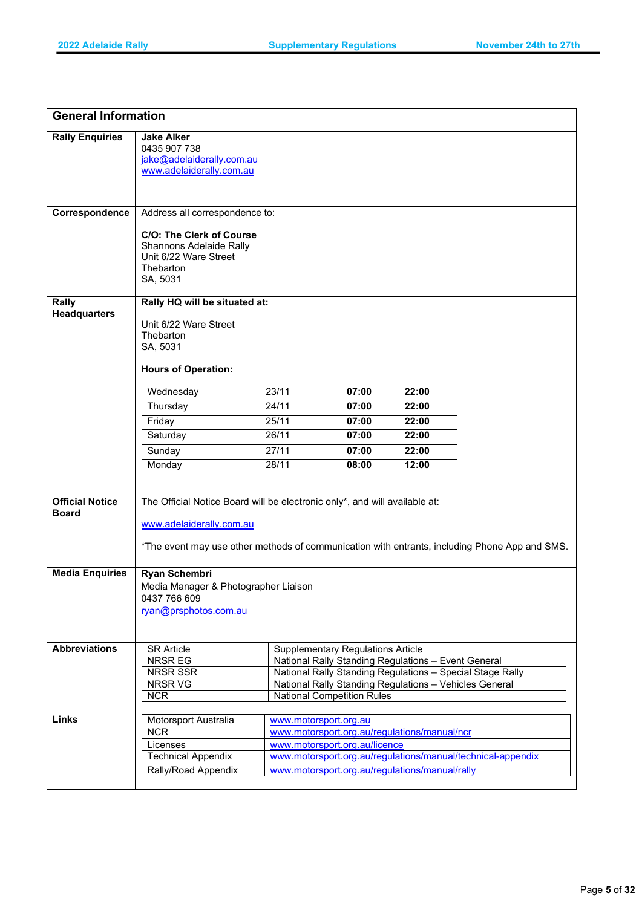## General Information

**Rally Enquiries**

**Jake Alker**
0435 907 738
jake@adelaiderally.com.au
www.adelaiderally.com.au

**Correspondence**

Address all correspondence to:

**C/O: The Clerk of Course**
Shannons Adelaide Rally
Unit 6/22 Ware Street
Thebarton
SA, 5031

**Rally Headquarters**

**Rally HQ will be situated at:**

Unit 6/22 Ware Street
Thebarton
SA, 5031

**Hours of Operation:**

| Day | Date | Open | Close |
|---|---|---|---|
| Wednesday | 23/11 | **07:00** | **22:00** |
| Thursday | 24/11 | **07:00** | **22:00** |
| Friday | 25/11 | **07:00** | **22:00** |
| Saturday | 26/11 | **07:00** | **22:00** |
| Sunday | 27/11 | **07:00** | **22:00** |
| Monday | 28/11 | **08:00** | **12:00** |

**Official Notice Board**

The Official Notice Board will be electronic only*, and will available at:

www.adelaiderally.com.au

*The event may use other methods of communication with entrants, including Phone App and SMS.

**Media Enquiries**

**Ryan Schembri**
Media Manager & Photographer Liaison
0437 766 609
ryan@prsphotos.com.au

**Abbreviations**

| Abbreviation | Meaning |
|---|---|
| SR Article | Supplementary Regulations Article |
| NRSR EG | National Rally Standing Regulations – Event General |
| NRSR SSR | National Rally Standing Regulations – Special Stage Rally |
| NRSR VG | National Rally Standing Regulations – Vehicles General |
| NCR | National Competition Rules |

**Links**

| Name | Link |
|---|---|
| Motorsport Australia | www.motorsport.org.au |
| NCR | www.motorsport.org.au/regulations/manual/ncr |
| Licenses | www.motorsport.org.au/licence |
| Technical Appendix | www.motorsport.org.au/regulations/manual/technical-appendix |
| Rally/Road Appendix | www.motorsport.org.au/regulations/manual/rally |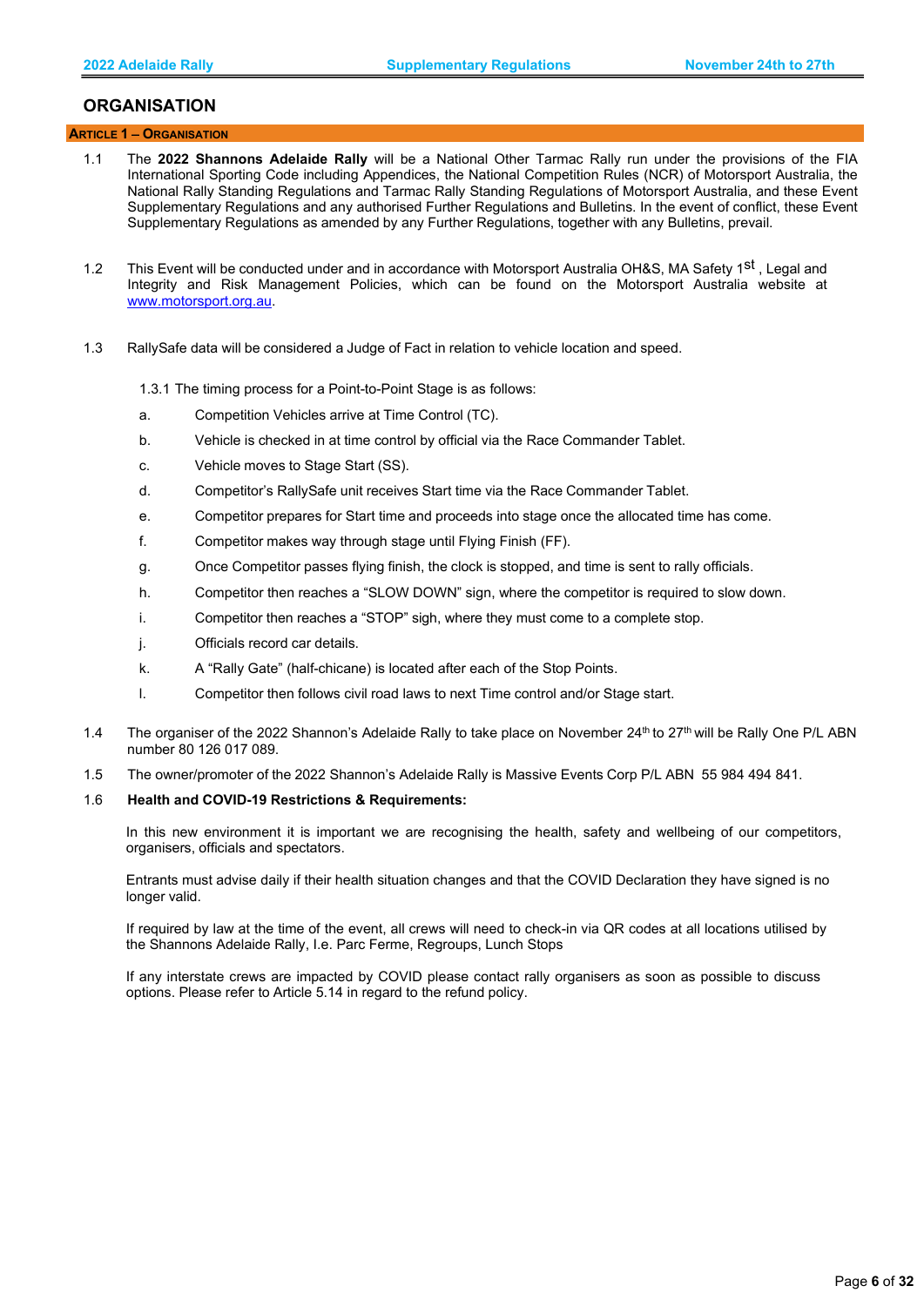## ORGANISATION

### ARTICLE 1 – ORGANISATION

1.1 The **2022 Shannons Adelaide Rally** will be a National Other Tarmac Rally run under the provisions of the FIA International Sporting Code including Appendices, the National Competition Rules (NCR) of Motorsport Australia, the National Rally Standing Regulations and Tarmac Rally Standing Regulations of Motorsport Australia, and these Event Supplementary Regulations and any authorised Further Regulations and Bulletins. In the event of conflict, these Event Supplementary Regulations as amended by any Further Regulations, together with any Bulletins, prevail.

1.2 This Event will be conducted under and in accordance with Motorsport Australia OH&S, MA Safety 1st , Legal and Integrity and Risk Management Policies, which can be found on the Motorsport Australia website at www.motorsport.org.au.

1.3 RallySafe data will be considered a Judge of Fact in relation to vehicle location and speed.

1.3.1 The timing process for a Point-to-Point Stage is as follows:

a. Competition Vehicles arrive at Time Control (TC).

b. Vehicle is checked in at time control by official via the Race Commander Tablet.

c. Vehicle moves to Stage Start (SS).

d. Competitor's RallySafe unit receives Start time via the Race Commander Tablet.

e. Competitor prepares for Start time and proceeds into stage once the allocated time has come.

f. Competitor makes way through stage until Flying Finish (FF).

g. Once Competitor passes flying finish, the clock is stopped, and time is sent to rally officials.

h. Competitor then reaches a "SLOW DOWN" sign, where the competitor is required to slow down.

i. Competitor then reaches a "STOP" sigh, where they must come to a complete stop.

j. Officials record car details.

k. A "Rally Gate" (half-chicane) is located after each of the Stop Points.

l. Competitor then follows civil road laws to next Time control and/or Stage start.

1.4 The organiser of the 2022 Shannon's Adelaide Rally to take place on November 24th to 27th will be Rally One P/L ABN number 80 126 017 089.

1.5 The owner/promoter of the 2022 Shannon's Adelaide Rally is Massive Events Corp P/L ABN 55 984 494 841.

1.6 **Health and COVID-19 Restrictions & Requirements:**

In this new environment it is important we are recognising the health, safety and wellbeing of our competitors, organisers, officials and spectators.

Entrants must advise daily if their health situation changes and that the COVID Declaration they have signed is no longer valid.

If required by law at the time of the event, all crews will need to check-in via QR codes at all locations utilised by the Shannons Adelaide Rally, I.e. Parc Ferme, Regroups, Lunch Stops

If any interstate crews are impacted by COVID please contact rally organisers as soon as possible to discuss options. Please refer to Article 5.14 in regard to the refund policy.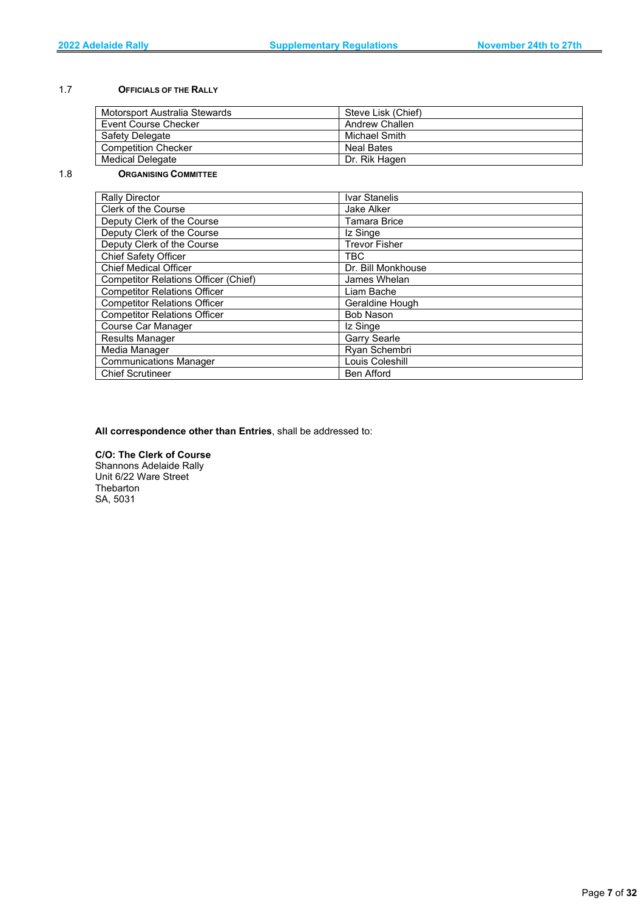### 1.7 Officials of the Rally

| | |
|---|---|
| Motorsport Australia Stewards | Steve Lisk (Chief) |
| Event Course Checker | Andrew Challen |
| Safety Delegate | Michael Smith |
| Competition Checker | Neal Bates |
| Medical Delegate | Dr. Rik Hagen |

### 1.8 Organising Committee

| | |
|---|---|
| Rally Director | Ivar Stanelis |
| Clerk of the Course | Jake Alker |
| Deputy Clerk of the Course | Tamara Brice |
| Deputy Clerk of the Course | Iz Singe |
| Deputy Clerk of the Course | Trevor Fisher |
| Chief Safety Officer | TBC |
| Chief Medical Officer | Dr. Bill Monkhouse |
| Competitor Relations Officer (Chief) | James Whelan |
| Competitor Relations Officer | Liam Bache |
| Competitor Relations Officer | Geraldine Hough |
| Competitor Relations Officer | Bob Nason |
| Course Car Manager | Iz Singe |
| Results Manager | Garry Searle |
| Media Manager | Ryan Schembri |
| Communications Manager | Louis Coleshill |
| Chief Scrutineer | Ben Afford |

**All correspondence other than Entries**, shall be addressed to:

**C/O: The Clerk of Course**
Shannons Adelaide Rally
Unit 6/22 Ware Street
Thebarton
SA, 5031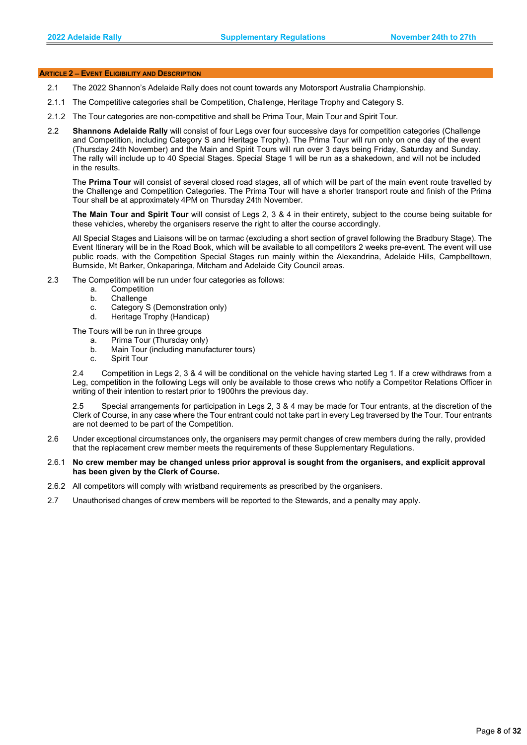## ARTICLE 2 – EVENT ELIGIBILITY AND DESCRIPTION

2.1 The 2022 Shannon's Adelaide Rally does not count towards any Motorsport Australia Championship.

2.1.1 The Competitive categories shall be Competition, Challenge, Heritage Trophy and Category S.

2.1.2 The Tour categories are non-competitive and shall be Prima Tour, Main Tour and Spirit Tour.

2.2 **Shannons Adelaide Rally** will consist of four Legs over four successive days for competition categories (Challenge and Competition, including Category S and Heritage Trophy). The Prima Tour will run only on one day of the event (Thursday 24th November) and the Main and Spirit Tours will run over 3 days being Friday, Saturday and Sunday. The rally will include up to 40 Special Stages. Special Stage 1 will be run as a shakedown, and will not be included in the results.

The **Prima Tour** will consist of several closed road stages, all of which will be part of the main event route travelled by the Challenge and Competition Categories. The Prima Tour will have a shorter transport route and finish of the Prima Tour shall be at approximately 4PM on Thursday 24th November.

**The Main Tour and Spirit Tour** will consist of Legs 2, 3 & 4 in their entirety, subject to the course being suitable for these vehicles, whereby the organisers reserve the right to alter the course accordingly.

All Special Stages and Liaisons will be on tarmac (excluding a short section of gravel following the Bradbury Stage). The Event Itinerary will be in the Road Book, which will be available to all competitors 2 weeks pre-event. The event will use public roads, with the Competition Special Stages run mainly within the Alexandrina, Adelaide Hills, Campbelltown, Burnside, Mt Barker, Onkaparinga, Mitcham and Adelaide City Council areas.

2.3 The Competition will be run under four categories as follows:

a. Competition
b. Challenge
c. Category S (Demonstration only)
d. Heritage Trophy (Handicap)

The Tours will be run in three groups

a. Prima Tour (Thursday only)
b. Main Tour (including manufacturer tours)
c. Spirit Tour

2.4 Competition in Legs 2, 3 & 4 will be conditional on the vehicle having started Leg 1. If a crew withdraws from a Leg, competition in the following Legs will only be available to those crews who notify a Competitor Relations Officer in writing of their intention to restart prior to 1900hrs the previous day.

2.5 Special arrangements for participation in Legs 2, 3 & 4 may be made for Tour entrants, at the discretion of the Clerk of Course, in any case where the Tour entrant could not take part in every Leg traversed by the Tour. Tour entrants are not deemed to be part of the Competition.

2.6 Under exceptional circumstances only, the organisers may permit changes of crew members during the rally, provided that the replacement crew member meets the requirements of these Supplementary Regulations.

2.6.1 **No crew member may be changed unless prior approval is sought from the organisers, and explicit approval has been given by the Clerk of Course.**

2.6.2 All competitors will comply with wristband requirements as prescribed by the organisers.

2.7 Unauthorised changes of crew members will be reported to the Stewards, and a penalty may apply.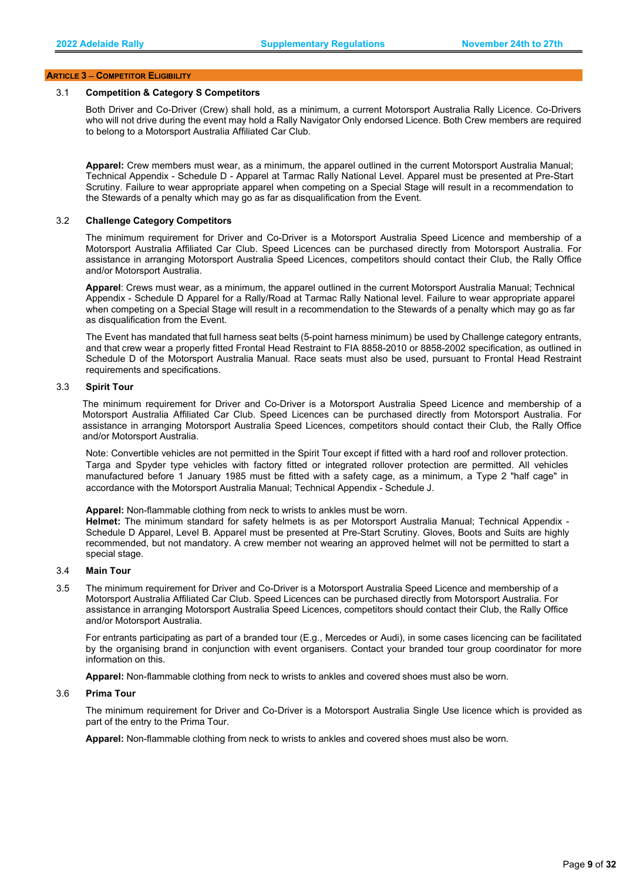## ARTICLE 3 – COMPETITOR ELIGIBILITY

### 3.1 Competition & Category S Competitors

Both Driver and Co-Driver (Crew) shall hold, as a minimum, a current Motorsport Australia Rally Licence. Co-Drivers who will not drive during the event may hold a Rally Navigator Only endorsed Licence. Both Crew members are required to belong to a Motorsport Australia Affiliated Car Club.

**Apparel:** Crew members must wear, as a minimum, the apparel outlined in the current Motorsport Australia Manual; Technical Appendix - Schedule D - Apparel at Tarmac Rally National Level. Apparel must be presented at Pre-Start Scrutiny. Failure to wear appropriate apparel when competing on a Special Stage will result in a recommendation to the Stewards of a penalty which may go as far as disqualification from the Event.

### 3.2 Challenge Category Competitors

The minimum requirement for Driver and Co-Driver is a Motorsport Australia Speed Licence and membership of a Motorsport Australia Affiliated Car Club. Speed Licences can be purchased directly from Motorsport Australia. For assistance in arranging Motorsport Australia Speed Licences, competitors should contact their Club, the Rally Office and/or Motorsport Australia.

**Apparel**: Crews must wear, as a minimum, the apparel outlined in the current Motorsport Australia Manual; Technical Appendix - Schedule D Apparel for a Rally/Road at Tarmac Rally National level. Failure to wear appropriate apparel when competing on a Special Stage will result in a recommendation to the Stewards of a penalty which may go as far as disqualification from the Event.

The Event has mandated that full harness seat belts (5-point harness minimum) be used by Challenge category entrants, and that crew wear a properly fitted Frontal Head Restraint to FIA 8858-2010 or 8858-2002 specification, as outlined in Schedule D of the Motorsport Australia Manual. Race seats must also be used, pursuant to Frontal Head Restraint requirements and specifications.

### 3.3 Spirit Tour

The minimum requirement for Driver and Co-Driver is a Motorsport Australia Speed Licence and membership of a Motorsport Australia Affiliated Car Club. Speed Licences can be purchased directly from Motorsport Australia. For assistance in arranging Motorsport Australia Speed Licences, competitors should contact their Club, the Rally Office and/or Motorsport Australia.

Note: Convertible vehicles are not permitted in the Spirit Tour except if fitted with a hard roof and rollover protection. Targa and Spyder type vehicles with factory fitted or integrated rollover protection are permitted. All vehicles manufactured before 1 January 1985 must be fitted with a safety cage, as a minimum, a Type 2 "half cage" in accordance with the Motorsport Australia Manual; Technical Appendix - Schedule J.

**Apparel:** Non-flammable clothing from neck to wrists to ankles must be worn.
**Helmet:** The minimum standard for safety helmets is as per Motorsport Australia Manual; Technical Appendix - Schedule D Apparel, Level B. Apparel must be presented at Pre-Start Scrutiny. Gloves, Boots and Suits are highly recommended, but not mandatory. A crew member not wearing an approved helmet will not be permitted to start a special stage.

### 3.4 Main Tour

3.5 The minimum requirement for Driver and Co-Driver is a Motorsport Australia Speed Licence and membership of a Motorsport Australia Affiliated Car Club. Speed Licences can be purchased directly from Motorsport Australia. For assistance in arranging Motorsport Australia Speed Licences, competitors should contact their Club, the Rally Office and/or Motorsport Australia.

For entrants participating as part of a branded tour (E.g., Mercedes or Audi), in some cases licencing can be facilitated by the organising brand in conjunction with event organisers. Contact your branded tour group coordinator for more information on this.

**Apparel:** Non-flammable clothing from neck to wrists to ankles and covered shoes must also be worn.

### 3.6 Prima Tour

The minimum requirement for Driver and Co-Driver is a Motorsport Australia Single Use licence which is provided as part of the entry to the Prima Tour.

**Apparel:** Non-flammable clothing from neck to wrists to ankles and covered shoes must also be worn.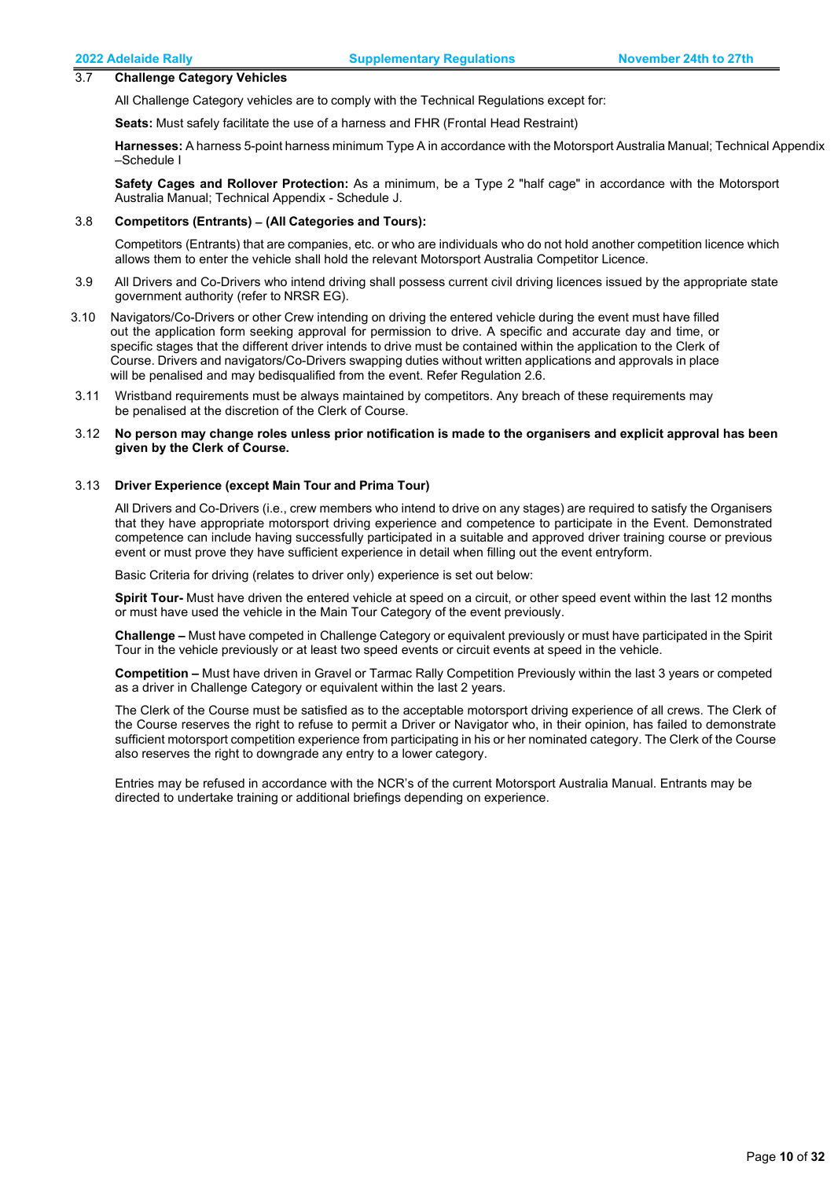### 3.7 Challenge Category Vehicles

All Challenge Category vehicles are to comply with the Technical Regulations except for:

**Seats:** Must safely facilitate the use of a harness and FHR (Frontal Head Restraint)

**Harnesses:** A harness 5-point harness minimum Type A in accordance with the Motorsport Australia Manual; Technical Appendix –Schedule I

**Safety Cages and Rollover Protection:** As a minimum, be a Type 2 "half cage" in accordance with the Motorsport Australia Manual; Technical Appendix - Schedule J.

### 3.8 Competitors (Entrants) – (All Categories and Tours):

Competitors (Entrants) that are companies, etc. or who are individuals who do not hold another competition licence which allows them to enter the vehicle shall hold the relevant Motorsport Australia Competitor Licence.

3.9 All Drivers and Co-Drivers who intend driving shall possess current civil driving licences issued by the appropriate state government authority (refer to NRSR EG).

3.10 Navigators/Co-Drivers or other Crew intending on driving the entered vehicle during the event must have filled out the application form seeking approval for permission to drive. A specific and accurate day and time, or specific stages that the different driver intends to drive must be contained within the application to the Clerk of Course. Drivers and navigators/Co-Drivers swapping duties without written applications and approvals in place will be penalised and may bedisqualified from the event. Refer Regulation 2.6.

3.11 Wristband requirements must be always maintained by competitors. Any breach of these requirements may be penalised at the discretion of the Clerk of Course.

**3.12 No person may change roles unless prior notification is made to the organisers and explicit approval has been given by the Clerk of Course.**

### 3.13 Driver Experience (except Main Tour and Prima Tour)

All Drivers and Co-Drivers (i.e., crew members who intend to drive on any stages) are required to satisfy the Organisers that they have appropriate motorsport driving experience and competence to participate in the Event. Demonstrated competence can include having successfully participated in a suitable and approved driver training course or previous event or must prove they have sufficient experience in detail when filling out the event entryform.

Basic Criteria for driving (relates to driver only) experience is set out below:

**Spirit Tour-** Must have driven the entered vehicle at speed on a circuit, or other speed event within the last 12 months or must have used the vehicle in the Main Tour Category of the event previously.

**Challenge –** Must have competed in Challenge Category or equivalent previously or must have participated in the Spirit Tour in the vehicle previously or at least two speed events or circuit events at speed in the vehicle.

**Competition –** Must have driven in Gravel or Tarmac Rally Competition Previously within the last 3 years or competed as a driver in Challenge Category or equivalent within the last 2 years.

The Clerk of the Course must be satisfied as to the acceptable motorsport driving experience of all crews. The Clerk of the Course reserves the right to refuse to permit a Driver or Navigator who, in their opinion, has failed to demonstrate sufficient motorsport competition experience from participating in his or her nominated category. The Clerk of the Course also reserves the right to downgrade any entry to a lower category.

Entries may be refused in accordance with the NCR's of the current Motorsport Australia Manual. Entrants may be directed to undertake training or additional briefings depending on experience.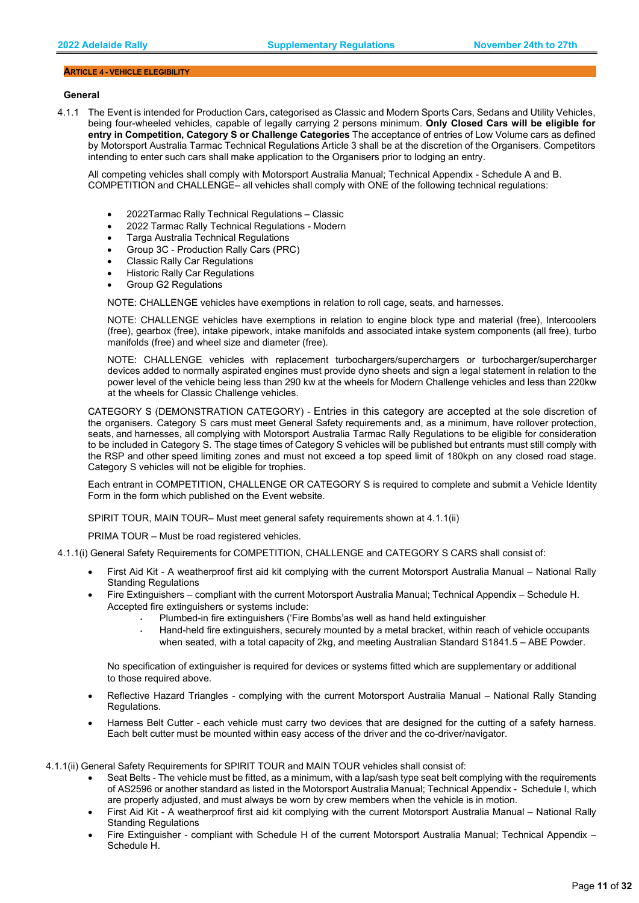## ARTICLE 4 - VEHICLE ELEGIBILITY

### General

4.1.1 The Event is intended for Production Cars, categorised as Classic and Modern Sports Cars, Sedans and Utility Vehicles, being four-wheeled vehicles, capable of legally carrying 2 persons minimum. **Only Closed Cars will be eligible for entry in Competition, Category S or Challenge Categories** The acceptance of entries of Low Volume cars as defined by Motorsport Australia Tarmac Technical Regulations Article 3 shall be at the discretion of the Organisers. Competitors intending to enter such cars shall make application to the Organisers prior to lodging an entry.

All competing vehicles shall comply with Motorsport Australia Manual; Technical Appendix - Schedule A and B. COMPETITION and CHALLENGE– all vehicles shall comply with ONE of the following technical regulations:

- 2022Tarmac Rally Technical Regulations – Classic
- 2022 Tarmac Rally Technical Regulations - Modern
- Targa Australia Technical Regulations
- Group 3C - Production Rally Cars (PRC)
- Classic Rally Car Regulations
- Historic Rally Car Regulations
- Group G2 Regulations

NOTE: CHALLENGE vehicles have exemptions in relation to roll cage, seats, and harnesses.

NOTE: CHALLENGE vehicles have exemptions in relation to engine block type and material (free), Intercoolers (free), gearbox (free), intake pipework, intake manifolds and associated intake system components (all free), turbo manifolds (free) and wheel size and diameter (free).

NOTE: CHALLENGE vehicles with replacement turbochargers/superchargers or turbocharger/supercharger devices added to normally aspirated engines must provide dyno sheets and sign a legal statement in relation to the power level of the vehicle being less than 290 kw at the wheels for Modern Challenge vehicles and less than 220kw at the wheels for Classic Challenge vehicles.

CATEGORY S (DEMONSTRATION CATEGORY) - Entries in this category are accepted at the sole discretion of the organisers. Category S cars must meet General Safety requirements and, as a minimum, have rollover protection, seats, and harnesses, all complying with Motorsport Australia Tarmac Rally Regulations to be eligible for consideration to be included in Category S. The stage times of Category S vehicles will be published but entrants must still comply with the RSP and other speed limiting zones and must not exceed a top speed limit of 180kph on any closed road stage. Category S vehicles will not be eligible for trophies.

Each entrant in COMPETITION, CHALLENGE OR CATEGORY S is required to complete and submit a Vehicle Identity Form in the form which published on the Event website.

SPIRIT TOUR, MAIN TOUR– Must meet general safety requirements shown at 4.1.1(ii)

PRIMA TOUR – Must be road registered vehicles.

4.1.1(i) General Safety Requirements for COMPETITION, CHALLENGE and CATEGORY S CARS shall consist of:

- First Aid Kit - A weatherproof first aid kit complying with the current Motorsport Australia Manual – National Rally Standing Regulations
- Fire Extinguishers – compliant with the current Motorsport Australia Manual; Technical Appendix – Schedule H. Accepted fire extinguishers or systems include:
  - Plumbed-in fire extinguishers ('Fire Bombs'as well as hand held extinguisher
  - Hand-held fire extinguishers, securely mounted by a metal bracket, within reach of vehicle occupants when seated, with a total capacity of 2kg, and meeting Australian Standard S1841.5 – ABE Powder.

  No specification of extinguisher is required for devices or systems fitted which are supplementary or additional to those required above.
- Reflective Hazard Triangles - complying with the current Motorsport Australia Manual – National Rally Standing Regulations.
- Harness Belt Cutter - each vehicle must carry two devices that are designed for the cutting of a safety harness. Each belt cutter must be mounted within easy access of the driver and the co-driver/navigator.

4.1.1(ii) General Safety Requirements for SPIRIT TOUR and MAIN TOUR vehicles shall consist of:

- Seat Belts - The vehicle must be fitted, as a minimum, with a lap/sash type seat belt complying with the requirements of AS2596 or another standard as listed in the Motorsport Australia Manual; Technical Appendix - Schedule I, which are properly adjusted, and must always be worn by crew members when the vehicle is in motion.
- First Aid Kit - A weatherproof first aid kit complying with the current Motorsport Australia Manual – National Rally Standing Regulations
- Fire Extinguisher - compliant with Schedule H of the current Motorsport Australia Manual; Technical Appendix – Schedule H.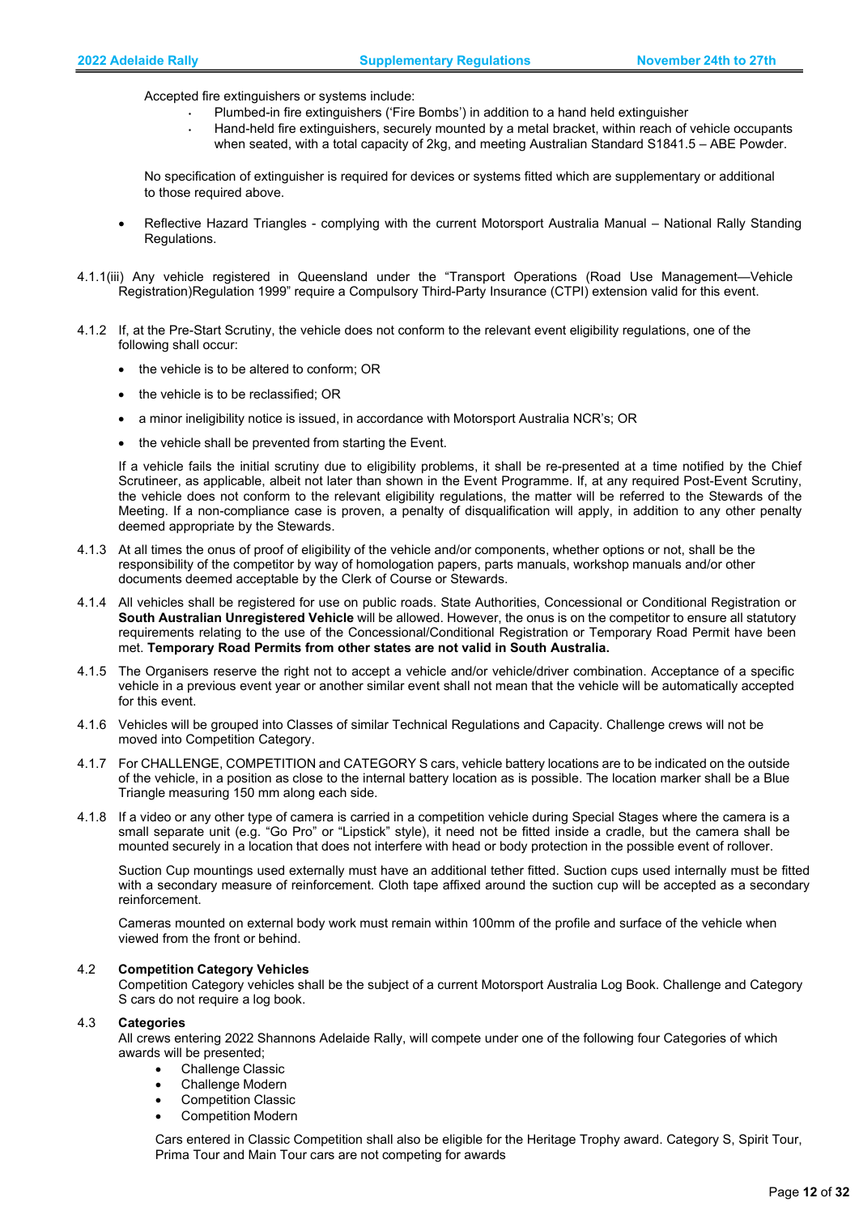Accepted fire extinguishers or systems include:

- Plumbed-in fire extinguishers ('Fire Bombs') in addition to a hand held extinguisher
- Hand-held fire extinguishers, securely mounted by a metal bracket, within reach of vehicle occupants when seated, with a total capacity of 2kg, and meeting Australian Standard S1841.5 – ABE Powder.

No specification of extinguisher is required for devices or systems fitted which are supplementary or additional to those required above.

- Reflective Hazard Triangles - complying with the current Motorsport Australia Manual – National Rally Standing Regulations.

4.1.1(iii) Any vehicle registered in Queensland under the "Transport Operations (Road Use Management—Vehicle Registration)Regulation 1999" require a Compulsory Third-Party Insurance (CTPI) extension valid for this event.

4.1.2 If, at the Pre-Start Scrutiny, the vehicle does not conform to the relevant event eligibility regulations, one of the following shall occur:

- the vehicle is to be altered to conform; OR
- the vehicle is to be reclassified; OR
- a minor ineligibility notice is issued, in accordance with Motorsport Australia NCR's; OR
- the vehicle shall be prevented from starting the Event.

If a vehicle fails the initial scrutiny due to eligibility problems, it shall be re-presented at a time notified by the Chief Scrutineer, as applicable, albeit not later than shown in the Event Programme. If, at any required Post-Event Scrutiny, the vehicle does not conform to the relevant eligibility regulations, the matter will be referred to the Stewards of the Meeting. If a non-compliance case is proven, a penalty of disqualification will apply, in addition to any other penalty deemed appropriate by the Stewards.

4.1.3 At all times the onus of proof of eligibility of the vehicle and/or components, whether options or not, shall be the responsibility of the competitor by way of homologation papers, parts manuals, workshop manuals and/or other documents deemed acceptable by the Clerk of Course or Stewards.

4.1.4 All vehicles shall be registered for use on public roads. State Authorities, Concessional or Conditional Registration or **South Australian Unregistered Vehicle** will be allowed. However, the onus is on the competitor to ensure all statutory requirements relating to the use of the Concessional/Conditional Registration or Temporary Road Permit have been met. **Temporary Road Permits from other states are not valid in South Australia.**

4.1.5 The Organisers reserve the right not to accept a vehicle and/or vehicle/driver combination. Acceptance of a specific vehicle in a previous event year or another similar event shall not mean that the vehicle will be automatically accepted for this event.

4.1.6 Vehicles will be grouped into Classes of similar Technical Regulations and Capacity. Challenge crews will not be moved into Competition Category.

4.1.7 For CHALLENGE, COMPETITION and CATEGORY S cars, vehicle battery locations are to be indicated on the outside of the vehicle, in a position as close to the internal battery location as is possible. The location marker shall be a Blue Triangle measuring 150 mm along each side.

4.1.8 If a video or any other type of camera is carried in a competition vehicle during Special Stages where the camera is a small separate unit (e.g. "Go Pro" or "Lipstick" style), it need not be fitted inside a cradle, but the camera shall be mounted securely in a location that does not interfere with head or body protection in the possible event of rollover.

Suction Cup mountings used externally must have an additional tether fitted. Suction cups used internally must be fitted with a secondary measure of reinforcement. Cloth tape affixed around the suction cup will be accepted as a secondary reinforcement.

Cameras mounted on external body work must remain within 100mm of the profile and surface of the vehicle when viewed from the front or behind.

## 4.2 Competition Category Vehicles

Competition Category vehicles shall be the subject of a current Motorsport Australia Log Book. Challenge and Category S cars do not require a log book.

## 4.3 Categories

All crews entering 2022 Shannons Adelaide Rally, will compete under one of the following four Categories of which awards will be presented;

- Challenge Classic
- Challenge Modern
- Competition Classic
- Competition Modern

Cars entered in Classic Competition shall also be eligible for the Heritage Trophy award. Category S, Spirit Tour, Prima Tour and Main Tour cars are not competing for awards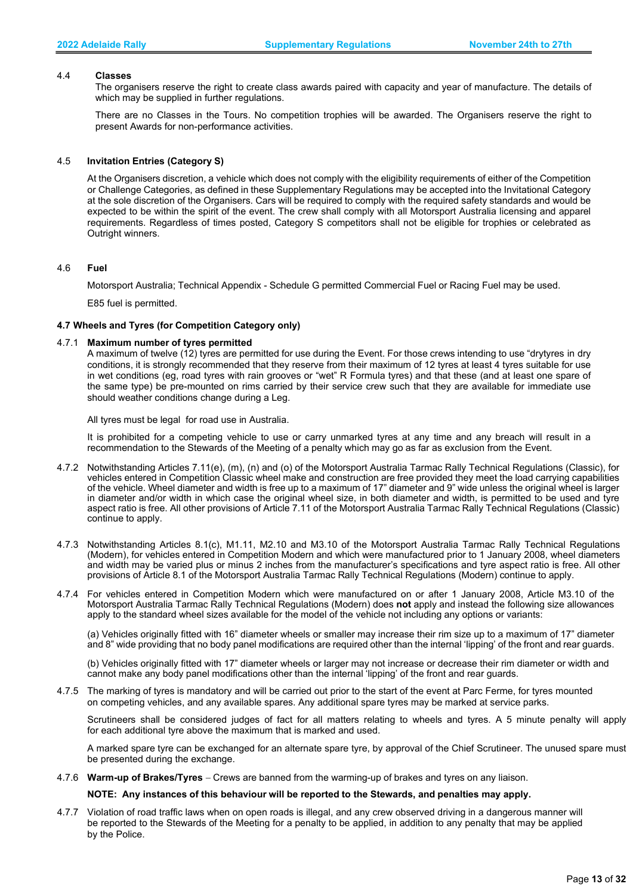4.4 **Classes**

The organisers reserve the right to create class awards paired with capacity and year of manufacture. The details of which may be supplied in further regulations.

There are no Classes in the Tours. No competition trophies will be awarded. The Organisers reserve the right to present Awards for non-performance activities.

4.5 **Invitation Entries (Category S)**

At the Organisers discretion, a vehicle which does not comply with the eligibility requirements of either of the Competition or Challenge Categories, as defined in these Supplementary Regulations may be accepted into the Invitational Category at the sole discretion of the Organisers. Cars will be required to comply with the required safety standards and would be expected to be within the spirit of the event. The crew shall comply with all Motorsport Australia licensing and apparel requirements. Regardless of times posted, Category S competitors shall not be eligible for trophies or celebrated as Outright winners.

4.6 **Fuel**

Motorsport Australia; Technical Appendix - Schedule G permitted Commercial Fuel or Racing Fuel may be used.

E85 fuel is permitted.

**4.7 Wheels and Tyres (for Competition Category only)**

4.7.1 **Maximum number of tyres permitted**

A maximum of twelve (12) tyres are permitted for use during the Event. For those crews intending to use "drytyres in dry conditions, it is strongly recommended that they reserve from their maximum of 12 tyres at least 4 tyres suitable for use in wet conditions (eg, road tyres with rain grooves or "wet" R Formula tyres) and that these (and at least one spare of the same type) be pre-mounted on rims carried by their service crew such that they are available for immediate use should weather conditions change during a Leg.

All tyres must be legal for road use in Australia.

It is prohibited for a competing vehicle to use or carry unmarked tyres at any time and any breach will result in a recommendation to the Stewards of the Meeting of a penalty which may go as far as exclusion from the Event.

4.7.2 Notwithstanding Articles 7.11(e), (m), (n) and (o) of the Motorsport Australia Tarmac Rally Technical Regulations (Classic), for vehicles entered in Competition Classic wheel make and construction are free provided they meet the load carrying capabilities of the vehicle. Wheel diameter and width is free up to a maximum of 17" diameter and 9" wide unless the original wheel is larger in diameter and/or width in which case the original wheel size, in both diameter and width, is permitted to be used and tyre aspect ratio is free. All other provisions of Article 7.11 of the Motorsport Australia Tarmac Rally Technical Regulations (Classic) continue to apply.

4.7.3 Notwithstanding Articles 8.1(c), M1.11, M2.10 and M3.10 of the Motorsport Australia Tarmac Rally Technical Regulations (Modern), for vehicles entered in Competition Modern and which were manufactured prior to 1 January 2008, wheel diameters and width may be varied plus or minus 2 inches from the manufacturer's specifications and tyre aspect ratio is free. All other provisions of Article 8.1 of the Motorsport Australia Tarmac Rally Technical Regulations (Modern) continue to apply.

4.7.4 For vehicles entered in Competition Modern which were manufactured on or after 1 January 2008, Article M3.10 of the Motorsport Australia Tarmac Rally Technical Regulations (Modern) does **not** apply and instead the following size allowances apply to the standard wheel sizes available for the model of the vehicle not including any options or variants:

(a) Vehicles originally fitted with 16" diameter wheels or smaller may increase their rim size up to a maximum of 17" diameter and 8" wide providing that no body panel modifications are required other than the internal 'lipping' of the front and rear guards.

(b) Vehicles originally fitted with 17" diameter wheels or larger may not increase or decrease their rim diameter or width and cannot make any body panel modifications other than the internal 'lipping' of the front and rear guards.

4.7.5 The marking of tyres is mandatory and will be carried out prior to the start of the event at Parc Ferme, for tyres mounted on competing vehicles, and any available spares. Any additional spare tyres may be marked at service parks.

Scrutineers shall be considered judges of fact for all matters relating to wheels and tyres. A 5 minute penalty will apply for each additional tyre above the maximum that is marked and used.

A marked spare tyre can be exchanged for an alternate spare tyre, by approval of the Chief Scrutineer. The unused spare must be presented during the exchange.

4.7.6 **Warm-up of Brakes/Tyres** – Crews are banned from the warming-up of brakes and tyres on any liaison.

**NOTE: Any instances of this behaviour will be reported to the Stewards, and penalties may apply.**

4.7.7 Violation of road traffic laws when on open roads is illegal, and any crew observed driving in a dangerous manner will be reported to the Stewards of the Meeting for a penalty to be applied, in addition to any penalty that may be applied by the Police.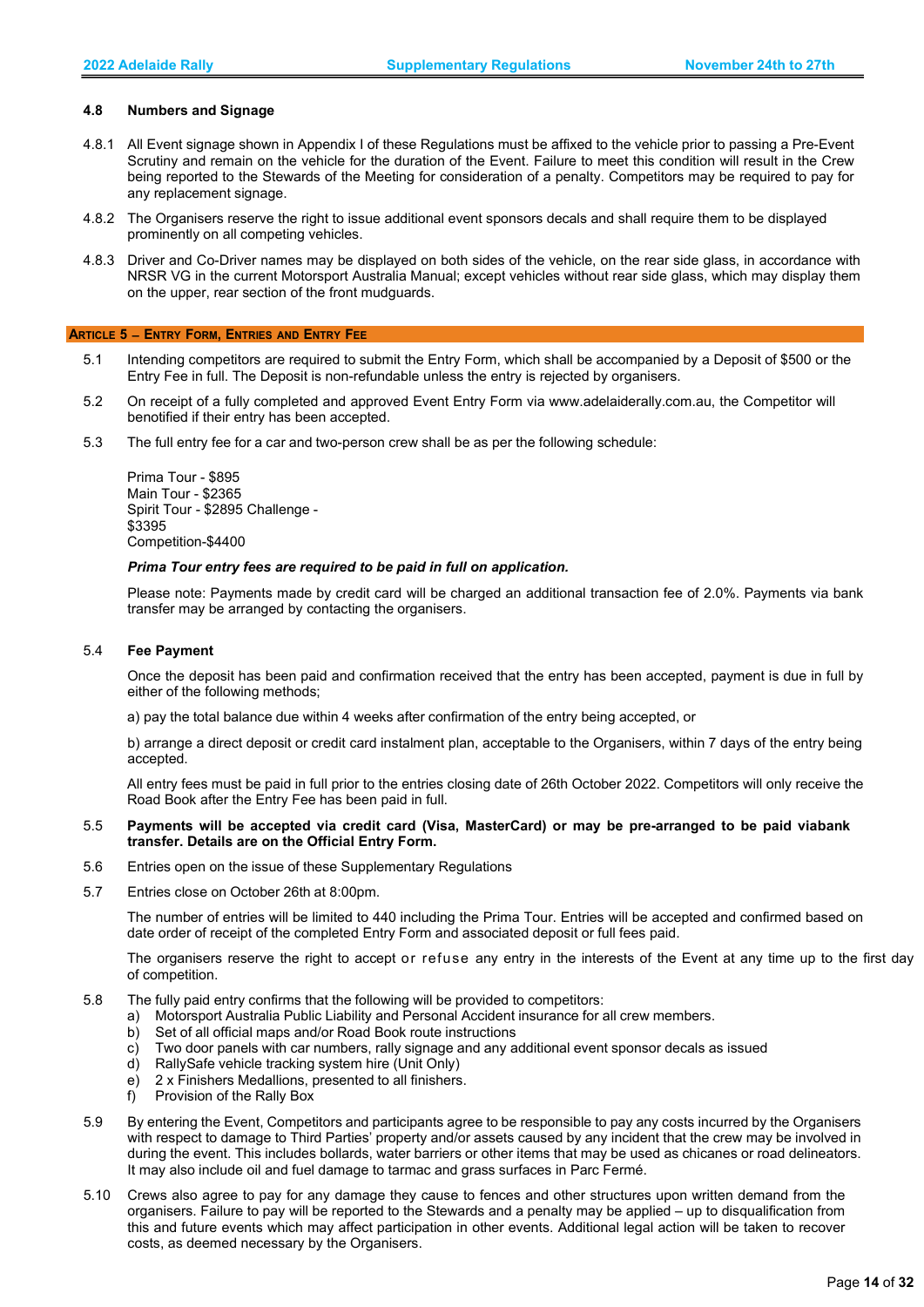### 4.8 Numbers and Signage

4.8.1 All Event signage shown in Appendix I of these Regulations must be affixed to the vehicle prior to passing a Pre-Event Scrutiny and remain on the vehicle for the duration of the Event. Failure to meet this condition will result in the Crew being reported to the Stewards of the Meeting for consideration of a penalty. Competitors may be required to pay for any replacement signage.

4.8.2 The Organisers reserve the right to issue additional event sponsors decals and shall require them to be displayed prominently on all competing vehicles.

4.8.3 Driver and Co-Driver names may be displayed on both sides of the vehicle, on the rear side glass, in accordance with NRSR VG in the current Motorsport Australia Manual; except vehicles without rear side glass, which may display them on the upper, rear section of the front mudguards.

## ARTICLE 5 – ENTRY FORM, ENTRIES AND ENTRY FEE

5.1 Intending competitors are required to submit the Entry Form, which shall be accompanied by a Deposit of $500 or the Entry Fee in full. The Deposit is non-refundable unless the entry is rejected by organisers.

5.2 On receipt of a fully completed and approved Event Entry Form via www.adelaiderally.com.au, the Competitor will benotified if their entry has been accepted.

5.3 The full entry fee for a car and two-person crew shall be as per the following schedule:

Prima Tour - $895
Main Tour - $2365
Spirit Tour - $2895 Challenge -
$3395
Competition-$4400

***Prima Tour entry fees are required to be paid in full on application.***

Please note: Payments made by credit card will be charged an additional transaction fee of 2.0%. Payments via bank transfer may be arranged by contacting the organisers.

5.4 **Fee Payment**

Once the deposit has been paid and confirmation received that the entry has been accepted, payment is due in full by either of the following methods;

a) pay the total balance due within 4 weeks after confirmation of the entry being accepted, or

b) arrange a direct deposit or credit card instalment plan, acceptable to the Organisers, within 7 days of the entry being accepted.

All entry fees must be paid in full prior to the entries closing date of 26th October 2022. Competitors will only receive the Road Book after the Entry Fee has been paid in full.

5.5 **Payments will be accepted via credit card (Visa, MasterCard) or may be pre-arranged to be paid viabank transfer. Details are on the Official Entry Form.**

5.6 Entries open on the issue of these Supplementary Regulations

5.7 Entries close on October 26th at 8:00pm.

The number of entries will be limited to 440 including the Prima Tour. Entries will be accepted and confirmed based on date order of receipt of the completed Entry Form and associated deposit or full fees paid.

The organisers reserve the right to accept or refuse any entry in the interests of the Event at any time up to the first day of competition.

5.8 The fully paid entry confirms that the following will be provided to competitors:

a) Motorsport Australia Public Liability and Personal Accident insurance for all crew members.
b) Set of all official maps and/or Road Book route instructions
c) Two door panels with car numbers, rally signage and any additional event sponsor decals as issued
d) RallySafe vehicle tracking system hire (Unit Only)
e) 2 x Finishers Medallions, presented to all finishers.
f) Provision of the Rally Box

5.9 By entering the Event, Competitors and participants agree to be responsible to pay any costs incurred by the Organisers with respect to damage to Third Parties' property and/or assets caused by any incident that the crew may be involved in during the event. This includes bollards, water barriers or other items that may be used as chicanes or road delineators. It may also include oil and fuel damage to tarmac and grass surfaces in Parc Fermé.

5.10 Crews also agree to pay for any damage they cause to fences and other structures upon written demand from the organisers. Failure to pay will be reported to the Stewards and a penalty may be applied – up to disqualification from this and future events which may affect participation in other events. Additional legal action will be taken to recover costs, as deemed necessary by the Organisers.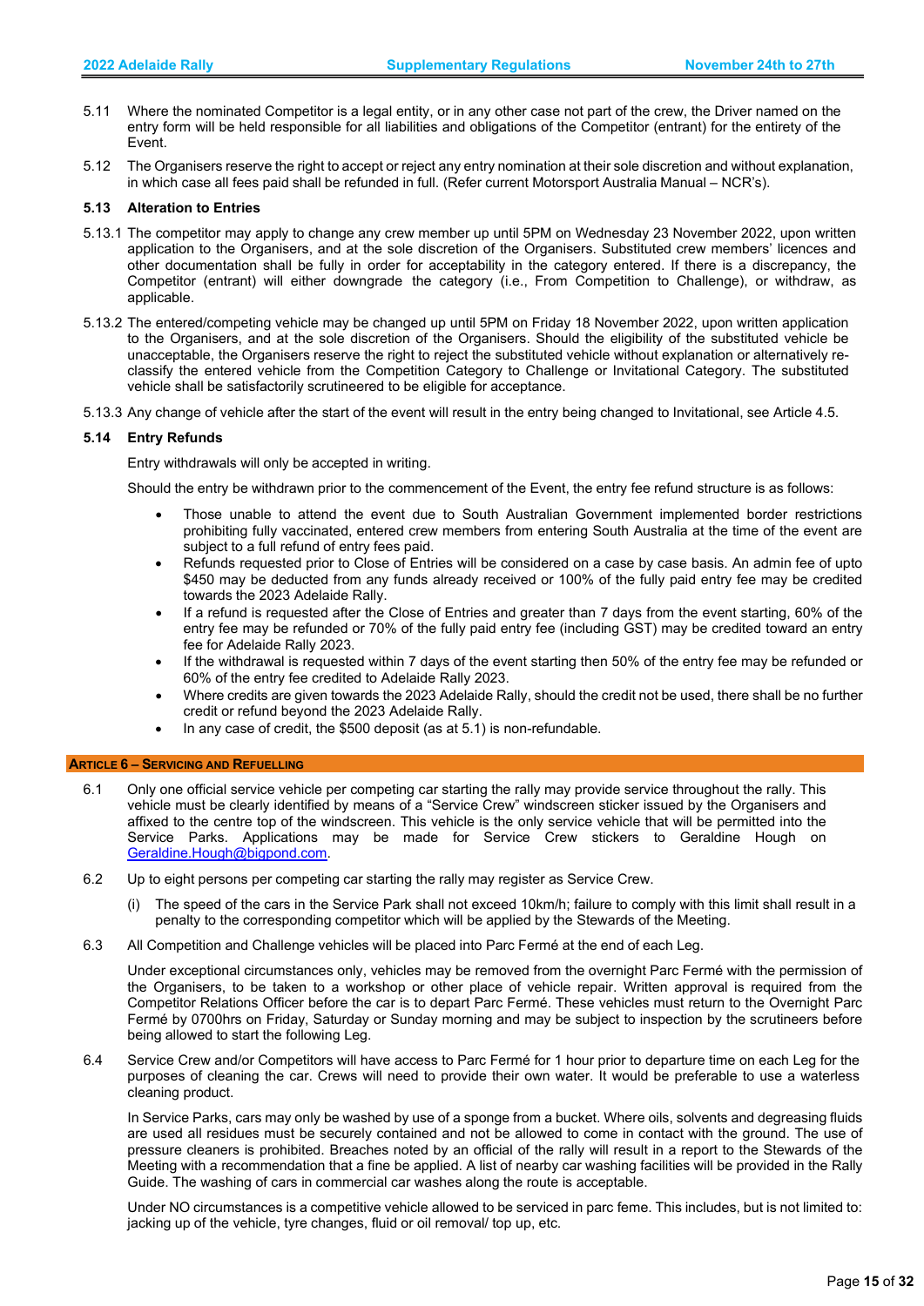5.11 Where the nominated Competitor is a legal entity, or in any other case not part of the crew, the Driver named on the entry form will be held responsible for all liabilities and obligations of the Competitor (entrant) for the entirety of the Event.

5.12 The Organisers reserve the right to accept or reject any entry nomination at their sole discretion and without explanation, in which case all fees paid shall be refunded in full. (Refer current Motorsport Australia Manual – NCR's).

### 5.13 Alteration to Entries

5.13.1 The competitor may apply to change any crew member up until 5PM on Wednesday 23 November 2022, upon written application to the Organisers, and at the sole discretion of the Organisers. Substituted crew members' licences and other documentation shall be fully in order for acceptability in the category entered. If there is a discrepancy, the Competitor (entrant) will either downgrade the category (i.e., From Competition to Challenge), or withdraw, as applicable.

5.13.2 The entered/competing vehicle may be changed up until 5PM on Friday 18 November 2022, upon written application to the Organisers, and at the sole discretion of the Organisers. Should the eligibility of the substituted vehicle be unacceptable, the Organisers reserve the right to reject the substituted vehicle without explanation or alternatively re-classify the entered vehicle from the Competition Category to Challenge or Invitational Category. The substituted vehicle shall be satisfactorily scrutineered to be eligible for acceptance.

5.13.3 Any change of vehicle after the start of the event will result in the entry being changed to Invitational, see Article 4.5.

### 5.14 Entry Refunds

Entry withdrawals will only be accepted in writing.

Should the entry be withdrawn prior to the commencement of the Event, the entry fee refund structure is as follows:

- Those unable to attend the event due to South Australian Government implemented border restrictions prohibiting fully vaccinated, entered crew members from entering South Australia at the time of the event are subject to a full refund of entry fees paid.
- Refunds requested prior to Close of Entries will be considered on a case by case basis. An admin fee of upto $450 may be deducted from any funds already received or 100% of the fully paid entry fee may be credited towards the 2023 Adelaide Rally.
- If a refund is requested after the Close of Entries and greater than 7 days from the event starting, 60% of the entry fee may be refunded or 70% of the fully paid entry fee (including GST) may be credited toward an entry fee for Adelaide Rally 2023.
- If the withdrawal is requested within 7 days of the event starting then 50% of the entry fee may be refunded or 60% of the entry fee credited to Adelaide Rally 2023.
- Where credits are given towards the 2023 Adelaide Rally, should the credit not be used, there shall be no further credit or refund beyond the 2023 Adelaide Rally.
- In any case of credit, the $500 deposit (as at 5.1) is non-refundable.

## ARTICLE 6 – SERVICING AND REFUELLING

6.1 Only one official service vehicle per competing car starting the rally may provide service throughout the rally. This vehicle must be clearly identified by means of a "Service Crew" windscreen sticker issued by the Organisers and affixed to the centre top of the windscreen. This vehicle is the only service vehicle that will be permitted into the Service Parks. Applications may be made for Service Crew stickers to Geraldine Hough on Geraldine.Hough@bigpond.com.

6.2 Up to eight persons per competing car starting the rally may register as Service Crew.

(i) The speed of the cars in the Service Park shall not exceed 10km/h; failure to comply with this limit shall result in a penalty to the corresponding competitor which will be applied by the Stewards of the Meeting.

6.3 All Competition and Challenge vehicles will be placed into Parc Fermé at the end of each Leg.

Under exceptional circumstances only, vehicles may be removed from the overnight Parc Fermé with the permission of the Organisers, to be taken to a workshop or other place of vehicle repair. Written approval is required from the Competitor Relations Officer before the car is to depart Parc Fermé. These vehicles must return to the Overnight Parc Fermé by 0700hrs on Friday, Saturday or Sunday morning and may be subject to inspection by the scrutineers before being allowed to start the following Leg.

6.4 Service Crew and/or Competitors will have access to Parc Fermé for 1 hour prior to departure time on each Leg for the purposes of cleaning the car. Crews will need to provide their own water. It would be preferable to use a waterless cleaning product.

In Service Parks, cars may only be washed by use of a sponge from a bucket. Where oils, solvents and degreasing fluids are used all residues must be securely contained and not be allowed to come in contact with the ground. The use of pressure cleaners is prohibited. Breaches noted by an official of the rally will result in a report to the Stewards of the Meeting with a recommendation that a fine be applied. A list of nearby car washing facilities will be provided in the Rally Guide. The washing of cars in commercial car washes along the route is acceptable.

Under NO circumstances is a competitive vehicle allowed to be serviced in parc feme. This includes, but is not limited to: jacking up of the vehicle, tyre changes, fluid or oil removal/ top up, etc.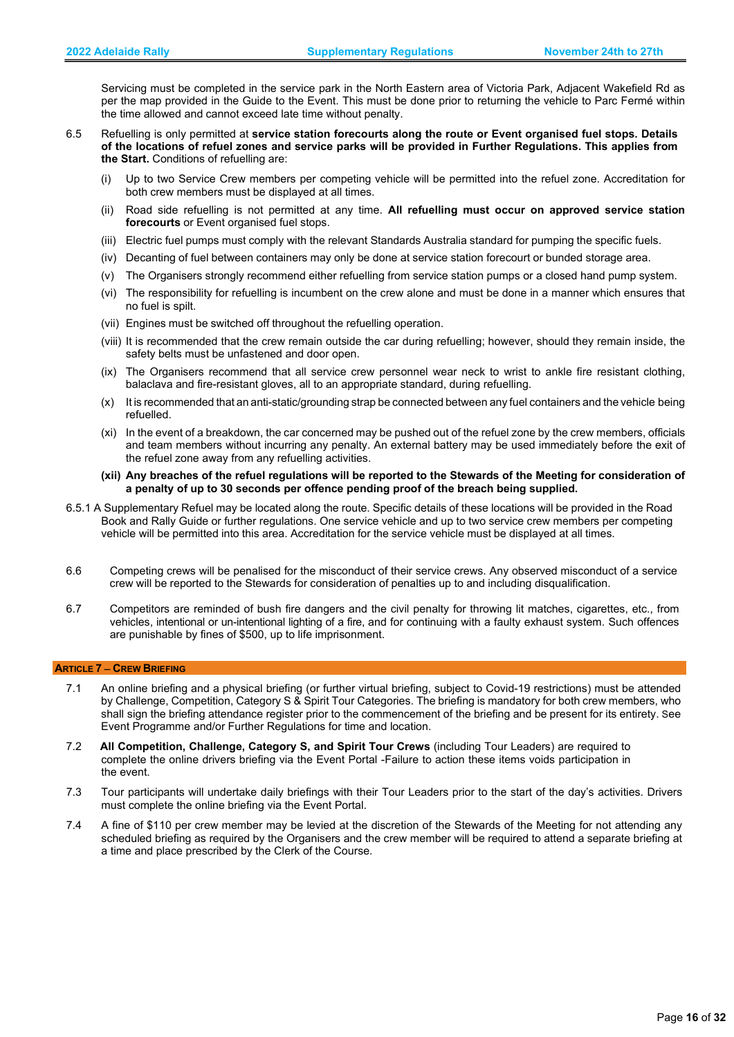Servicing must be completed in the service park in the North Eastern area of Victoria Park, Adjacent Wakefield Rd as per the map provided in the Guide to the Event. This must be done prior to returning the vehicle to Parc Fermé within the time allowed and cannot exceed late time without penalty.

6.5 Refuelling is only permitted at **service station forecourts along the route or Event organised fuel stops. Details of the locations of refuel zones and service parks will be provided in Further Regulations. This applies from the Start.** Conditions of refuelling are:

(i) Up to two Service Crew members per competing vehicle will be permitted into the refuel zone. Accreditation for both crew members must be displayed at all times.

(ii) Road side refuelling is not permitted at any time. **All refuelling must occur on approved service station forecourts** or Event organised fuel stops.

(iii) Electric fuel pumps must comply with the relevant Standards Australia standard for pumping the specific fuels.

(iv) Decanting of fuel between containers may only be done at service station forecourt or bunded storage area.

(v) The Organisers strongly recommend either refuelling from service station pumps or a closed hand pump system.

(vi) The responsibility for refuelling is incumbent on the crew alone and must be done in a manner which ensures that no fuel is spilt.

(vii) Engines must be switched off throughout the refuelling operation.

(viii) It is recommended that the crew remain outside the car during refuelling; however, should they remain inside, the safety belts must be unfastened and door open.

(ix) The Organisers recommend that all service crew personnel wear neck to wrist to ankle fire resistant clothing, balaclava and fire-resistant gloves, all to an appropriate standard, during refuelling.

(x) It is recommended that an anti-static/grounding strap be connected between any fuel containers and the vehicle being refuelled.

(xi) In the event of a breakdown, the car concerned may be pushed out of the refuel zone by the crew members, officials and team members without incurring any penalty. An external battery may be used immediately before the exit of the refuel zone away from any refuelling activities.

**(xii) Any breaches of the refuel regulations will be reported to the Stewards of the Meeting for consideration of a penalty of up to 30 seconds per offence pending proof of the breach being supplied.**

6.5.1 A Supplementary Refuel may be located along the route. Specific details of these locations will be provided in the Road Book and Rally Guide or further regulations. One service vehicle and up to two service crew members per competing vehicle will be permitted into this area. Accreditation for the service vehicle must be displayed at all times.

6.6 Competing crews will be penalised for the misconduct of their service crews. Any observed misconduct of a service crew will be reported to the Stewards for consideration of penalties up to and including disqualification.

6.7 Competitors are reminded of bush fire dangers and the civil penalty for throwing lit matches, cigarettes, etc., from vehicles, intentional or un-intentional lighting of a fire, and for continuing with a faulty exhaust system. Such offences are punishable by fines of $500, up to life imprisonment.

## ARTICLE 7 – CREW BRIEFING

7.1 An online briefing and a physical briefing (or further virtual briefing, subject to Covid-19 restrictions) must be attended by Challenge, Competition, Category S & Spirit Tour Categories. The briefing is mandatory for both crew members, who shall sign the briefing attendance register prior to the commencement of the briefing and be present for its entirety. See Event Programme and/or Further Regulations for time and location.

7.2 **All Competition, Challenge, Category S, and Spirit Tour Crews** (including Tour Leaders) are required to complete the online drivers briefing via the Event Portal -Failure to action these items voids participation in the event.

7.3 Tour participants will undertake daily briefings with their Tour Leaders prior to the start of the day's activities. Drivers must complete the online briefing via the Event Portal.

7.4 A fine of $110 per crew member may be levied at the discretion of the Stewards of the Meeting for not attending any scheduled briefing as required by the Organisers and the crew member will be required to attend a separate briefing at a time and place prescribed by the Clerk of the Course.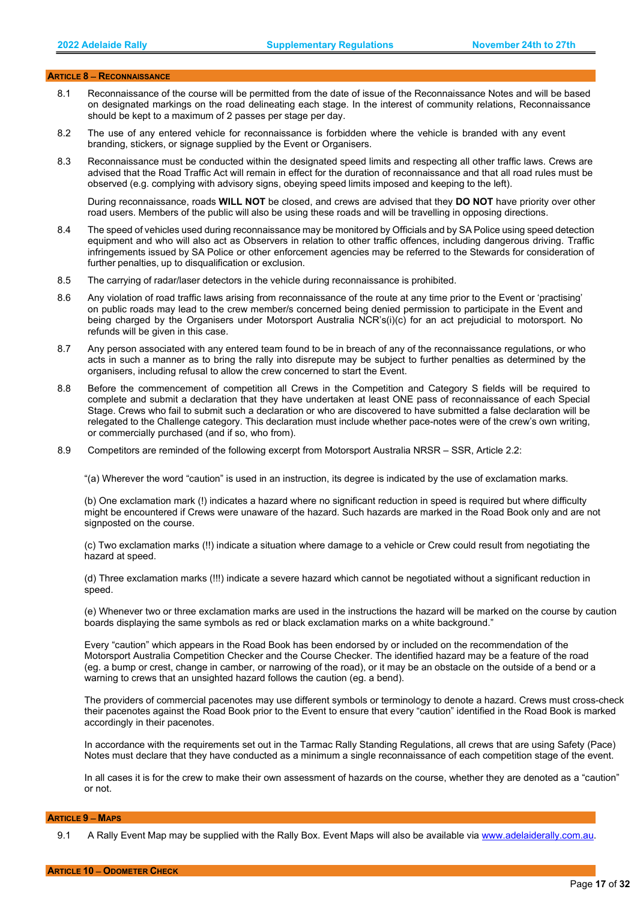## Article 8 – Reconnaissance

8.1 Reconnaissance of the course will be permitted from the date of issue of the Reconnaissance Notes and will be based on designated markings on the road delineating each stage. In the interest of community relations, Reconnaissance should be kept to a maximum of 2 passes per stage per day.

8.2 The use of any entered vehicle for reconnaissance is forbidden where the vehicle is branded with any event branding, stickers, or signage supplied by the Event or Organisers.

8.3 Reconnaissance must be conducted within the designated speed limits and respecting all other traffic laws. Crews are advised that the Road Traffic Act will remain in effect for the duration of reconnaissance and that all road rules must be observed (e.g. complying with advisory signs, obeying speed limits imposed and keeping to the left).

During reconnaissance, roads **WILL NOT** be closed, and crews are advised that they **DO NOT** have priority over other road users. Members of the public will also be using these roads and will be travelling in opposing directions.

8.4 The speed of vehicles used during reconnaissance may be monitored by Officials and by SA Police using speed detection equipment and who will also act as Observers in relation to other traffic offences, including dangerous driving. Traffic infringements issued by SA Police or other enforcement agencies may be referred to the Stewards for consideration of further penalties, up to disqualification or exclusion.

8.5 The carrying of radar/laser detectors in the vehicle during reconnaissance is prohibited.

8.6 Any violation of road traffic laws arising from reconnaissance of the route at any time prior to the Event or 'practising' on public roads may lead to the crew member/s concerned being denied permission to participate in the Event and being charged by the Organisers under Motorsport Australia NCR's(i)(c) for an act prejudicial to motorsport. No refunds will be given in this case.

8.7 Any person associated with any entered team found to be in breach of any of the reconnaissance regulations, or who acts in such a manner as to bring the rally into disrepute may be subject to further penalties as determined by the organisers, including refusal to allow the crew concerned to start the Event.

8.8 Before the commencement of competition all Crews in the Competition and Category S fields will be required to complete and submit a declaration that they have undertaken at least ONE pass of reconnaissance of each Special Stage. Crews who fail to submit such a declaration or who are discovered to have submitted a false declaration will be relegated to the Challenge category. This declaration must include whether pace-notes were of the crew's own writing, or commercially purchased (and if so, who from).

8.9 Competitors are reminded of the following excerpt from Motorsport Australia NRSR – SSR, Article 2.2:

"(a) Wherever the word "caution" is used in an instruction, its degree is indicated by the use of exclamation marks.

(b) One exclamation mark (!) indicates a hazard where no significant reduction in speed is required but where difficulty might be encountered if Crews were unaware of the hazard. Such hazards are marked in the Road Book only and are not signposted on the course.

(c) Two exclamation marks (!!) indicate a situation where damage to a vehicle or Crew could result from negotiating the hazard at speed.

(d) Three exclamation marks (!!!) indicate a severe hazard which cannot be negotiated without a significant reduction in speed.

(e) Whenever two or three exclamation marks are used in the instructions the hazard will be marked on the course by caution boards displaying the same symbols as red or black exclamation marks on a white background."

Every "caution" which appears in the Road Book has been endorsed by or included on the recommendation of the Motorsport Australia Competition Checker and the Course Checker. The identified hazard may be a feature of the road (eg. a bump or crest, change in camber, or narrowing of the road), or it may be an obstacle on the outside of a bend or a warning to crews that an unsighted hazard follows the caution (eg. a bend).

The providers of commercial pacenotes may use different symbols or terminology to denote a hazard. Crews must cross-check their pacenotes against the Road Book prior to the Event to ensure that every "caution" identified in the Road Book is marked accordingly in their pacenotes.

In accordance with the requirements set out in the Tarmac Rally Standing Regulations, all crews that are using Safety (Pace) Notes must declare that they have conducted as a minimum a single reconnaissance of each competition stage of the event.

In all cases it is for the crew to make their own assessment of hazards on the course, whether they are denoted as a "caution" or not.

## Article 9 – Maps

9.1 A Rally Event Map may be supplied with the Rally Box. Event Maps will also be available via [www.adelaiderally.com.au](www.adelaiderally.com.au).

## Article 10 – Odometer Check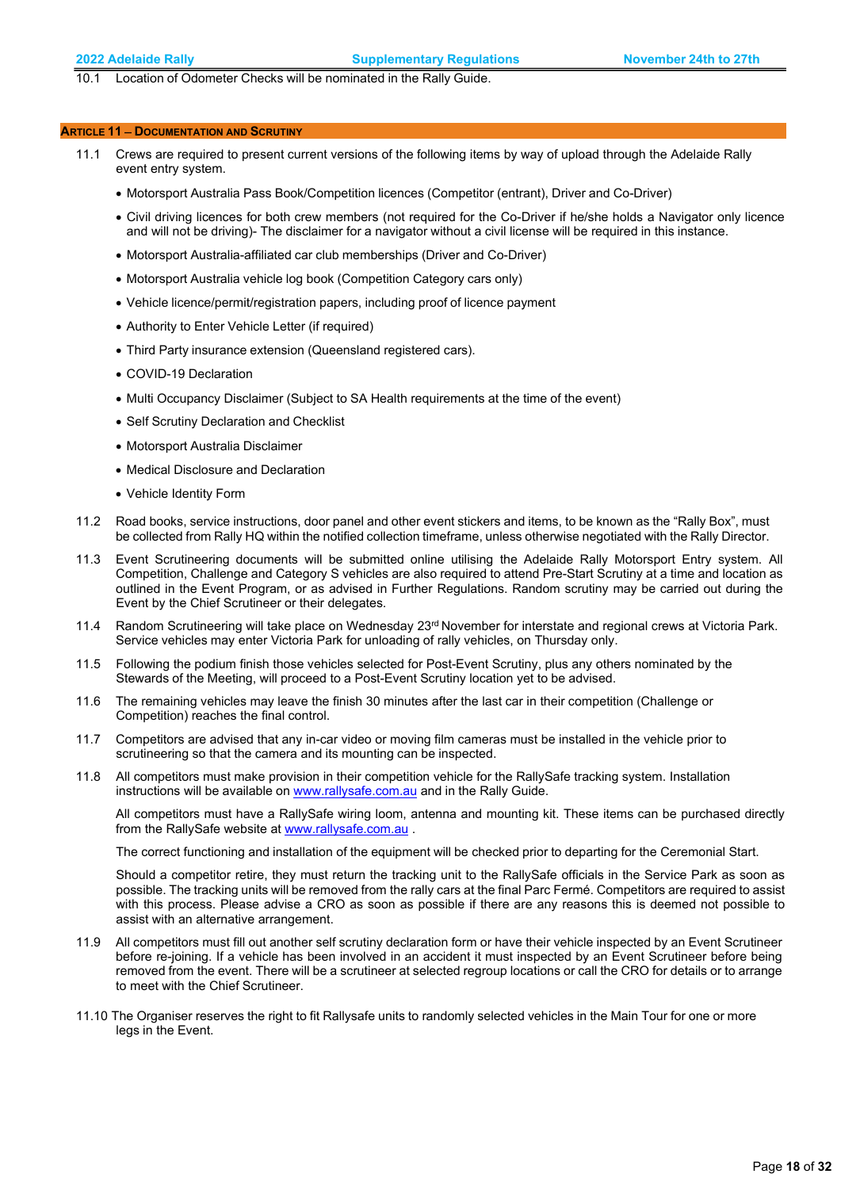10.1 Location of Odometer Checks will be nominated in the Rally Guide.

## ARTICLE 11 – DOCUMENTATION AND SCRUTINY

11.1 Crews are required to present current versions of the following items by way of upload through the Adelaide Rally event entry system.

- Motorsport Australia Pass Book/Competition licences (Competitor (entrant), Driver and Co-Driver)
- Civil driving licences for both crew members (not required for the Co-Driver if he/she holds a Navigator only licence and will not be driving)- The disclaimer for a navigator without a civil license will be required in this instance.
- Motorsport Australia-affiliated car club memberships (Driver and Co-Driver)
- Motorsport Australia vehicle log book (Competition Category cars only)
- Vehicle licence/permit/registration papers, including proof of licence payment
- Authority to Enter Vehicle Letter (if required)
- Third Party insurance extension (Queensland registered cars).
- COVID-19 Declaration
- Multi Occupancy Disclaimer (Subject to SA Health requirements at the time of the event)
- Self Scrutiny Declaration and Checklist
- Motorsport Australia Disclaimer
- Medical Disclosure and Declaration
- Vehicle Identity Form

11.2 Road books, service instructions, door panel and other event stickers and items, to be known as the "Rally Box", must be collected from Rally HQ within the notified collection timeframe, unless otherwise negotiated with the Rally Director.

11.3 Event Scrutineering documents will be submitted online utilising the Adelaide Rally Motorsport Entry system. All Competition, Challenge and Category S vehicles are also required to attend Pre-Start Scrutiny at a time and location as outlined in the Event Program, or as advised in Further Regulations. Random scrutiny may be carried out during the Event by the Chief Scrutineer or their delegates.

11.4 Random Scrutineering will take place on Wednesday 23rd November for interstate and regional crews at Victoria Park. Service vehicles may enter Victoria Park for unloading of rally vehicles, on Thursday only.

11.5 Following the podium finish those vehicles selected for Post-Event Scrutiny, plus any others nominated by the Stewards of the Meeting, will proceed to a Post-Event Scrutiny location yet to be advised.

11.6 The remaining vehicles may leave the finish 30 minutes after the last car in their competition (Challenge or Competition) reaches the final control.

11.7 Competitors are advised that any in-car video or moving film cameras must be installed in the vehicle prior to scrutineering so that the camera and its mounting can be inspected.

11.8 All competitors must make provision in their competition vehicle for the RallySafe tracking system. Installation instructions will be available on www.rallysafe.com.au and in the Rally Guide.

All competitors must have a RallySafe wiring loom, antenna and mounting kit. These items can be purchased directly from the RallySafe website at www.rallysafe.com.au .

The correct functioning and installation of the equipment will be checked prior to departing for the Ceremonial Start.

Should a competitor retire, they must return the tracking unit to the RallySafe officials in the Service Park as soon as possible. The tracking units will be removed from the rally cars at the final Parc Fermé. Competitors are required to assist with this process. Please advise a CRO as soon as possible if there are any reasons this is deemed not possible to assist with an alternative arrangement.

11.9 All competitors must fill out another self scrutiny declaration form or have their vehicle inspected by an Event Scrutineer before re-joining. If a vehicle has been involved in an accident it must inspected by an Event Scrutineer before being removed from the event. There will be a scrutineer at selected regroup locations or call the CRO for details or to arrange to meet with the Chief Scrutineer.

11.10 The Organiser reserves the right to fit Rallysafe units to randomly selected vehicles in the Main Tour for one or more legs in the Event.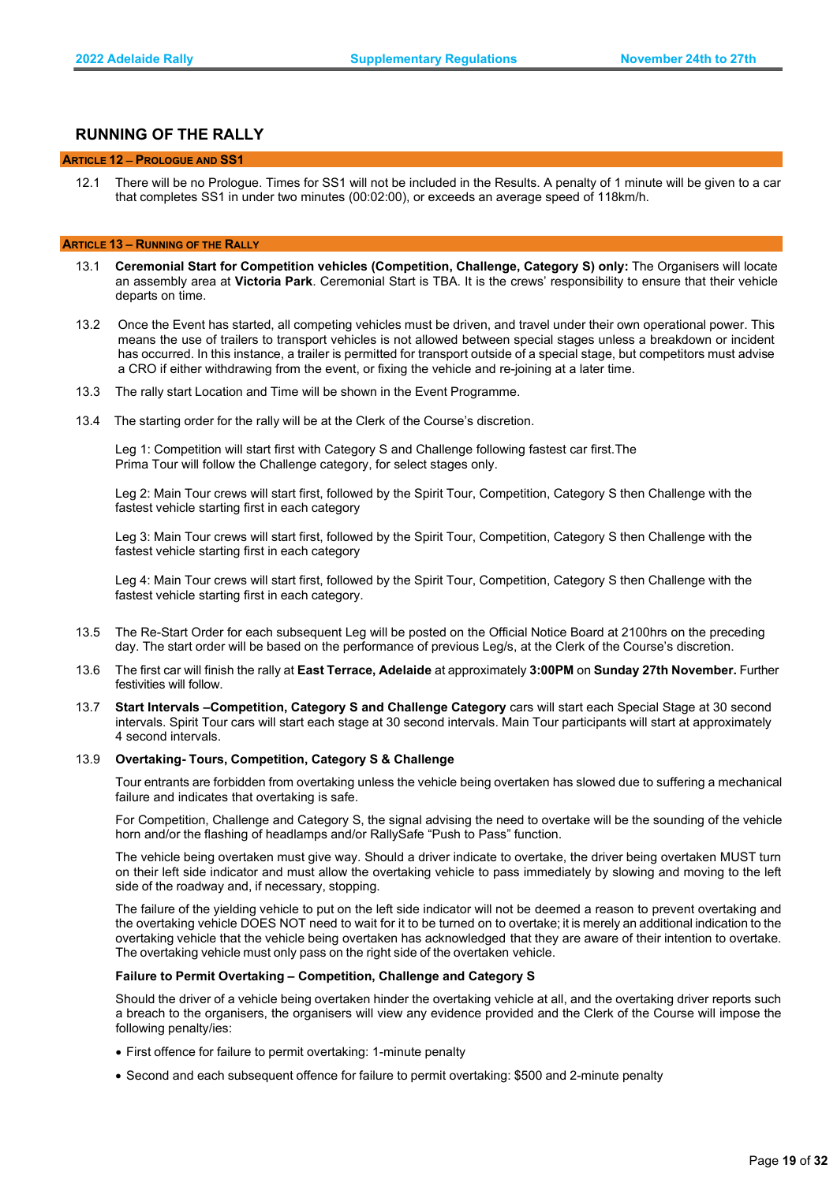## RUNNING OF THE RALLY

### ARTICLE 12 – PROLOGUE AND SS1

12.1 There will be no Prologue. Times for SS1 will not be included in the Results. A penalty of 1 minute will be given to a car that completes SS1 in under two minutes (00:02:00), or exceeds an average speed of 118km/h.

### ARTICLE 13 – RUNNING OF THE RALLY

13.1 **Ceremonial Start for Competition vehicles (Competition, Challenge, Category S) only:** The Organisers will locate an assembly area at **Victoria Park**. Ceremonial Start is TBA. It is the crews' responsibility to ensure that their vehicle departs on time.

13.2 Once the Event has started, all competing vehicles must be driven, and travel under their own operational power. This means the use of trailers to transport vehicles is not allowed between special stages unless a breakdown or incident has occurred. In this instance, a trailer is permitted for transport outside of a special stage, but competitors must advise a CRO if either withdrawing from the event, or fixing the vehicle and re-joining at a later time.

13.3 The rally start Location and Time will be shown in the Event Programme.

13.4 The starting order for the rally will be at the Clerk of the Course's discretion.

Leg 1: Competition will start first with Category S and Challenge following fastest car first.The Prima Tour will follow the Challenge category, for select stages only.

Leg 2: Main Tour crews will start first, followed by the Spirit Tour, Competition, Category S then Challenge with the fastest vehicle starting first in each category

Leg 3: Main Tour crews will start first, followed by the Spirit Tour, Competition, Category S then Challenge with the fastest vehicle starting first in each category

Leg 4: Main Tour crews will start first, followed by the Spirit Tour, Competition, Category S then Challenge with the fastest vehicle starting first in each category.

13.5 The Re-Start Order for each subsequent Leg will be posted on the Official Notice Board at 2100hrs on the preceding day. The start order will be based on the performance of previous Leg/s, at the Clerk of the Course's discretion.

13.6 The first car will finish the rally at **East Terrace, Adelaide** at approximately **3:00PM** on **Sunday 27th November.** Further festivities will follow.

13.7 **Start Intervals –Competition, Category S and Challenge Category** cars will start each Special Stage at 30 second intervals. Spirit Tour cars will start each stage at 30 second intervals. Main Tour participants will start at approximately 4 second intervals.

13.9 **Overtaking- Tours, Competition, Category S & Challenge**

Tour entrants are forbidden from overtaking unless the vehicle being overtaken has slowed due to suffering a mechanical failure and indicates that overtaking is safe.

For Competition, Challenge and Category S, the signal advising the need to overtake will be the sounding of the vehicle horn and/or the flashing of headlamps and/or RallySafe "Push to Pass" function.

The vehicle being overtaken must give way. Should a driver indicate to overtake, the driver being overtaken MUST turn on their left side indicator and must allow the overtaking vehicle to pass immediately by slowing and moving to the left side of the roadway and, if necessary, stopping.

The failure of the yielding vehicle to put on the left side indicator will not be deemed a reason to prevent overtaking and the overtaking vehicle DOES NOT need to wait for it to be turned on to overtake; it is merely an additional indication to the overtaking vehicle that the vehicle being overtaken has acknowledged that they are aware of their intention to overtake. The overtaking vehicle must only pass on the right side of the overtaken vehicle.

**Failure to Permit Overtaking – Competition, Challenge and Category S**

Should the driver of a vehicle being overtaken hinder the overtaking vehicle at all, and the overtaking driver reports such a breach to the organisers, the organisers will view any evidence provided and the Clerk of the Course will impose the following penalty/ies:

- First offence for failure to permit overtaking: 1-minute penalty
- Second and each subsequent offence for failure to permit overtaking: $500 and 2-minute penalty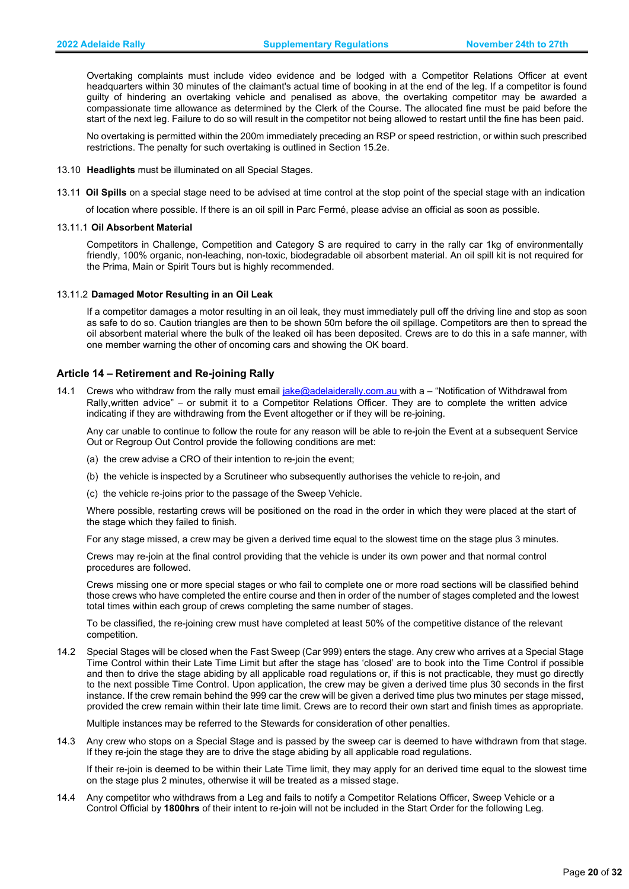Overtaking complaints must include video evidence and be lodged with a Competitor Relations Officer at event headquarters within 30 minutes of the claimant's actual time of booking in at the end of the leg. If a competitor is found guilty of hindering an overtaking vehicle and penalised as above, the overtaking competitor may be awarded a compassionate time allowance as determined by the Clerk of the Course. The allocated fine must be paid before the start of the next leg. Failure to do so will result in the competitor not being allowed to restart until the fine has been paid.

No overtaking is permitted within the 200m immediately preceding an RSP or speed restriction, or within such prescribed restrictions. The penalty for such overtaking is outlined in Section 15.2e.

13.10 **Headlights** must be illuminated on all Special Stages.

13.11 **Oil Spills** on a special stage need to be advised at time control at the stop point of the special stage with an indication of location where possible. If there is an oil spill in Parc Fermé, please advise an official as soon as possible.

13.11.1 **Oil Absorbent Material**

Competitors in Challenge, Competition and Category S are required to carry in the rally car 1kg of environmentally friendly, 100% organic, non-leaching, non-toxic, biodegradable oil absorbent material. An oil spill kit is not required for the Prima, Main or Spirit Tours but is highly recommended.

13.11.2 **Damaged Motor Resulting in an Oil Leak**

If a competitor damages a motor resulting in an oil leak, they must immediately pull off the driving line and stop as soon as safe to do so. Caution triangles are then to be shown 50m before the oil spillage. Competitors are then to spread the oil absorbent material where the bulk of the leaked oil has been deposited. Crews are to do this in a safe manner, with one member warning the other of oncoming cars and showing the OK board.

## Article 14 – Retirement and Re-joining Rally

14.1 Crews who withdraw from the rally must email jake@adelaiderally.com.au with a – "Notification of Withdrawal from Rally,written advice" – or submit it to a Competitor Relations Officer. They are to complete the written advice indicating if they are withdrawing from the Event altogether or if they will be re-joining.

Any car unable to continue to follow the route for any reason will be able to re-join the Event at a subsequent Service Out or Regroup Out Control provide the following conditions are met:

(a) the crew advise a CRO of their intention to re-join the event;

(b) the vehicle is inspected by a Scrutineer who subsequently authorises the vehicle to re-join, and

(c) the vehicle re-joins prior to the passage of the Sweep Vehicle.

Where possible, restarting crews will be positioned on the road in the order in which they were placed at the start of the stage which they failed to finish.

For any stage missed, a crew may be given a derived time equal to the slowest time on the stage plus 3 minutes.

Crews may re-join at the final control providing that the vehicle is under its own power and that normal control procedures are followed.

Crews missing one or more special stages or who fail to complete one or more road sections will be classified behind those crews who have completed the entire course and then in order of the number of stages completed and the lowest total times within each group of crews completing the same number of stages.

To be classified, the re-joining crew must have completed at least 50% of the competitive distance of the relevant competition.

14.2 Special Stages will be closed when the Fast Sweep (Car 999) enters the stage. Any crew who arrives at a Special Stage Time Control within their Late Time Limit but after the stage has 'closed' are to book into the Time Control if possible and then to drive the stage abiding by all applicable road regulations or, if this is not practicable, they must go directly to the next possible Time Control. Upon application, the crew may be given a derived time plus 30 seconds in the first instance. If the crew remain behind the 999 car the crew will be given a derived time plus two minutes per stage missed, provided the crew remain within their late time limit. Crews are to record their own start and finish times as appropriate.

Multiple instances may be referred to the Stewards for consideration of other penalties.

14.3 Any crew who stops on a Special Stage and is passed by the sweep car is deemed to have withdrawn from that stage. If they re-join the stage they are to drive the stage abiding by all applicable road regulations.

If their re-join is deemed to be within their Late Time limit, they may apply for an derived time equal to the slowest time on the stage plus 2 minutes, otherwise it will be treated as a missed stage.

14.4 Any competitor who withdraws from a Leg and fails to notify a Competitor Relations Officer, Sweep Vehicle or a Control Official by **1800hrs** of their intent to re-join will not be included in the Start Order for the following Leg.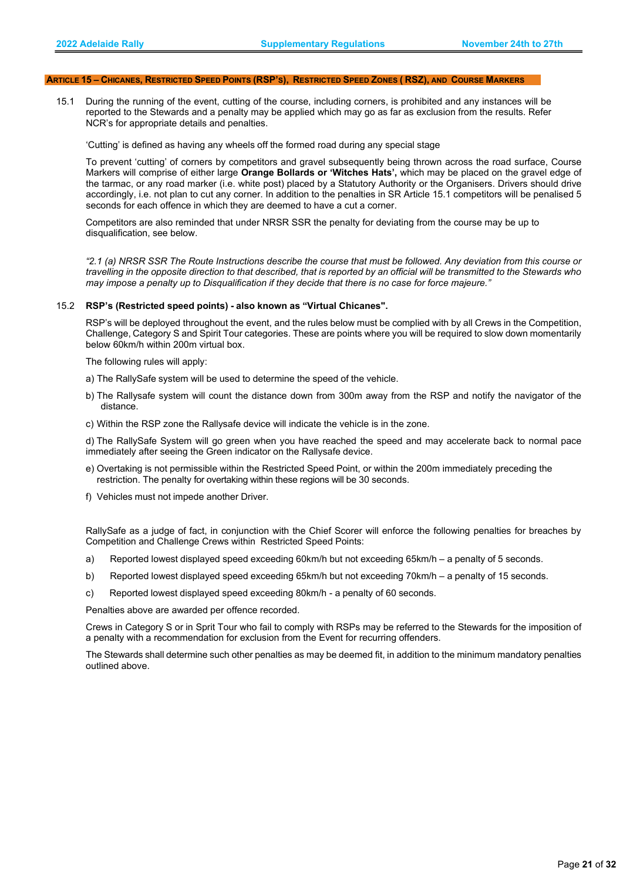## Article 15 – Chicanes, Restricted Speed Points (RSP's), Restricted Speed Zones ( RSZ), and Course Markers

15.1 During the running of the event, cutting of the course, including corners, is prohibited and any instances will be reported to the Stewards and a penalty may be applied which may go as far as exclusion from the results. Refer NCR's for appropriate details and penalties.

'Cutting' is defined as having any wheels off the formed road during any special stage

To prevent 'cutting' of corners by competitors and gravel subsequently being thrown across the road surface, Course Markers will comprise of either large **Orange Bollards or 'Witches Hats',** which may be placed on the gravel edge of the tarmac, or any road marker (i.e. white post) placed by a Statutory Authority or the Organisers. Drivers should drive accordingly, i.e. not plan to cut any corner. In addition to the penalties in SR Article 15.1 competitors will be penalised 5 seconds for each offence in which they are deemed to have a cut a corner.

Competitors are also reminded that under NRSR SSR the penalty for deviating from the course may be up to disqualification, see below.

*"2.1 (a) NRSR SSR The Route Instructions describe the course that must be followed. Any deviation from this course or travelling in the opposite direction to that described, that is reported by an official will be transmitted to the Stewards who may impose a penalty up to Disqualification if they decide that there is no case for force majeure."*

15.2 **RSP's (Restricted speed points) - also known as "Virtual Chicanes".**

RSP's will be deployed throughout the event, and the rules below must be complied with by all Crews in the Competition, Challenge, Category S and Spirit Tour categories. These are points where you will be required to slow down momentarily below 60km/h within 200m virtual box.

The following rules will apply:

a) The RallySafe system will be used to determine the speed of the vehicle.

b) The Rallysafe system will count the distance down from 300m away from the RSP and notify the navigator of the distance.

c) Within the RSP zone the Rallysafe device will indicate the vehicle is in the zone.

d) The RallySafe System will go green when you have reached the speed and may accelerate back to normal pace immediately after seeing the Green indicator on the Rallysafe device.

e) Overtaking is not permissible within the Restricted Speed Point, or within the 200m immediately preceding the restriction. The penalty for overtaking within these regions will be 30 seconds.

f) Vehicles must not impede another Driver.

RallySafe as a judge of fact, in conjunction with the Chief Scorer will enforce the following penalties for breaches by Competition and Challenge Crews within Restricted Speed Points:

a) Reported lowest displayed speed exceeding 60km/h but not exceeding 65km/h – a penalty of 5 seconds.

b) Reported lowest displayed speed exceeding 65km/h but not exceeding 70km/h – a penalty of 15 seconds.

c) Reported lowest displayed speed exceeding 80km/h - a penalty of 60 seconds.

Penalties above are awarded per offence recorded.

Crews in Category S or in Sprit Tour who fail to comply with RSPs may be referred to the Stewards for the imposition of a penalty with a recommendation for exclusion from the Event for recurring offenders.

The Stewards shall determine such other penalties as may be deemed fit, in addition to the minimum mandatory penalties outlined above.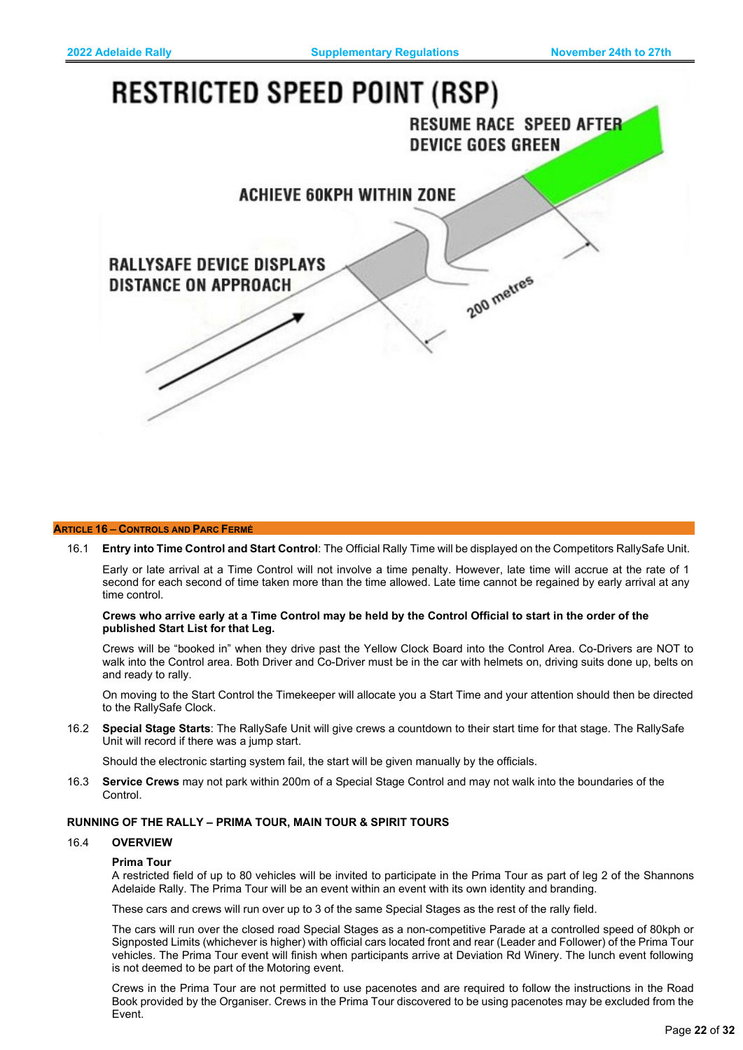# RESTRICTED SPEED POINT (RSP)

RESUME RACE SPEED AFTER DEVICE GOES GREEN

ACHIEVE 60KPH WITHIN ZONE

RALLYSAFE DEVICE DISPLAYS DISTANCE ON APPROACH

200 metres

## ARTICLE 16 – CONTROLS AND PARC FERMÉ

16.1 **Entry into Time Control and Start Control**: The Official Rally Time will be displayed on the Competitors RallySafe Unit.

Early or late arrival at a Time Control will not involve a time penalty. However, late time will accrue at the rate of 1 second for each second of time taken more than the time allowed. Late time cannot be regained by early arrival at any time control.

**Crews who arrive early at a Time Control may be held by the Control Official to start in the order of the published Start List for that Leg.**

Crews will be "booked in" when they drive past the Yellow Clock Board into the Control Area. Co-Drivers are NOT to walk into the Control area. Both Driver and Co-Driver must be in the car with helmets on, driving suits done up, belts on and ready to rally.

On moving to the Start Control the Timekeeper will allocate you a Start Time and your attention should then be directed to the RallySafe Clock.

16.2 **Special Stage Starts**: The RallySafe Unit will give crews a countdown to their start time for that stage. The RallySafe Unit will record if there was a jump start.

Should the electronic starting system fail, the start will be given manually by the officials.

16.3 **Service Crews** may not park within 200m of a Special Stage Control and may not walk into the boundaries of the Control.

### RUNNING OF THE RALLY – PRIMA TOUR, MAIN TOUR & SPIRIT TOURS

16.4 **OVERVIEW**

**Prima Tour**

A restricted field of up to 80 vehicles will be invited to participate in the Prima Tour as part of leg 2 of the Shannons Adelaide Rally. The Prima Tour will be an event within an event with its own identity and branding.

These cars and crews will run over up to 3 of the same Special Stages as the rest of the rally field.

The cars will run over the closed road Special Stages as a non-competitive Parade at a controlled speed of 80kph or Signposted Limits (whichever is higher) with official cars located front and rear (Leader and Follower) of the Prima Tour vehicles. The Prima Tour event will finish when participants arrive at Deviation Rd Winery. The lunch event following is not deemed to be part of the Motoring event.

Crews in the Prima Tour are not permitted to use pacenotes and are required to follow the instructions in the Road Book provided by the Organiser. Crews in the Prima Tour discovered to be using pacenotes may be excluded from the Event.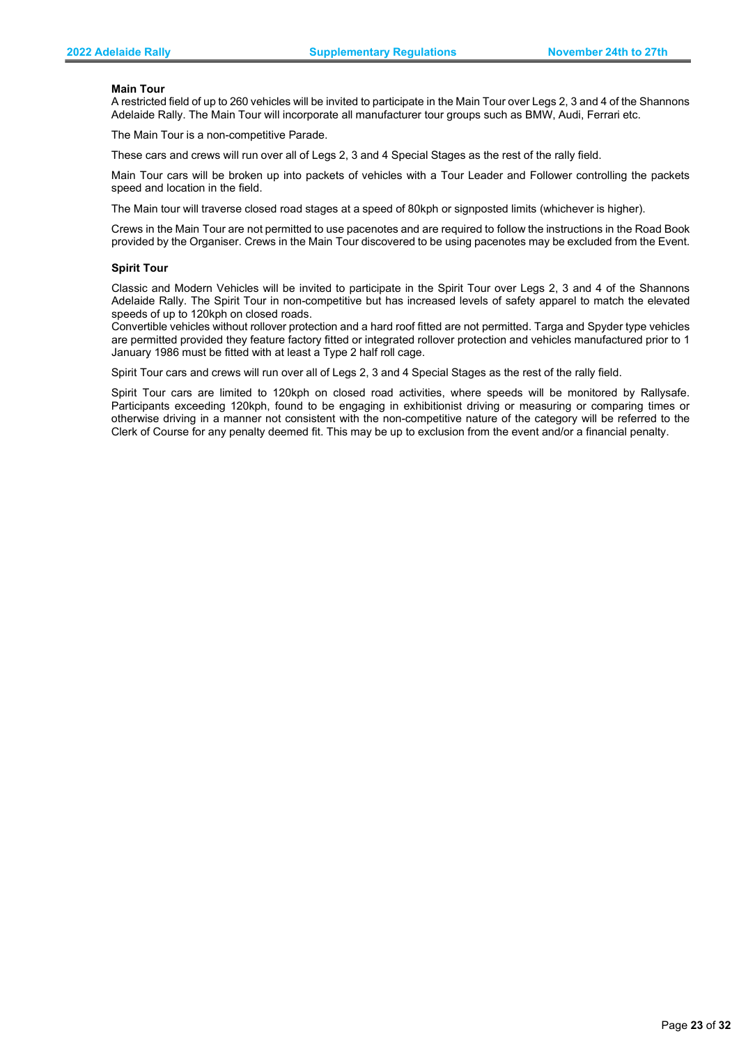**Main Tour**

A restricted field of up to 260 vehicles will be invited to participate in the Main Tour over Legs 2, 3 and 4 of the Shannons Adelaide Rally. The Main Tour will incorporate all manufacturer tour groups such as BMW, Audi, Ferrari etc.

The Main Tour is a non-competitive Parade.

These cars and crews will run over all of Legs 2, 3 and 4 Special Stages as the rest of the rally field.

Main Tour cars will be broken up into packets of vehicles with a Tour Leader and Follower controlling the packets speed and location in the field.

The Main tour will traverse closed road stages at a speed of 80kph or signposted limits (whichever is higher).

Crews in the Main Tour are not permitted to use pacenotes and are required to follow the instructions in the Road Book provided by the Organiser. Crews in the Main Tour discovered to be using pacenotes may be excluded from the Event.

**Spirit Tour**

Classic and Modern Vehicles will be invited to participate in the Spirit Tour over Legs 2, 3 and 4 of the Shannons Adelaide Rally. The Spirit Tour in non-competitive but has increased levels of safety apparel to match the elevated speeds of up to 120kph on closed roads.

Convertible vehicles without rollover protection and a hard roof fitted are not permitted. Targa and Spyder type vehicles are permitted provided they feature factory fitted or integrated rollover protection and vehicles manufactured prior to 1 January 1986 must be fitted with at least a Type 2 half roll cage.

Spirit Tour cars and crews will run over all of Legs 2, 3 and 4 Special Stages as the rest of the rally field.

Spirit Tour cars are limited to 120kph on closed road activities, where speeds will be monitored by Rallysafe. Participants exceeding 120kph, found to be engaging in exhibitionist driving or measuring or comparing times or otherwise driving in a manner not consistent with the non-competitive nature of the category will be referred to the Clerk of Course for any penalty deemed fit. This may be up to exclusion from the event and/or a financial penalty.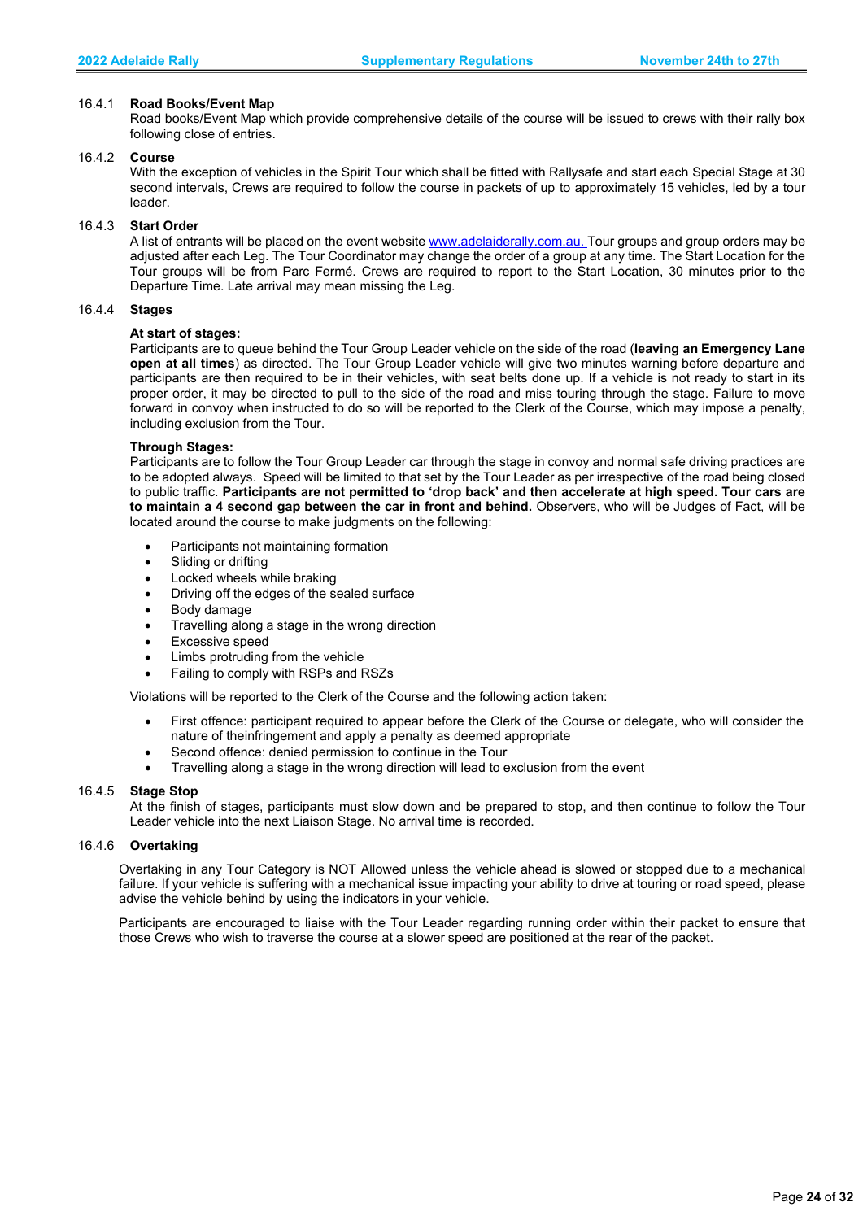### 16.4.1 Road Books/Event Map

Road books/Event Map which provide comprehensive details of the course will be issued to crews with their rally box following close of entries.

### 16.4.2 Course

With the exception of vehicles in the Spirit Tour which shall be fitted with Rallysafe and start each Special Stage at 30 second intervals, Crews are required to follow the course in packets of up to approximately 15 vehicles, led by a tour leader.

### 16.4.3 Start Order

A list of entrants will be placed on the event website www.adelaiderally.com.au. Tour groups and group orders may be adjusted after each Leg. The Tour Coordinator may change the order of a group at any time. The Start Location for the Tour groups will be from Parc Fermé. Crews are required to report to the Start Location, 30 minutes prior to the Departure Time. Late arrival may mean missing the Leg.

### 16.4.4 Stages

**At start of stages:**

Participants are to queue behind the Tour Group Leader vehicle on the side of the road (**leaving an Emergency Lane open at all times**) as directed. The Tour Group Leader vehicle will give two minutes warning before departure and participants are then required to be in their vehicles, with seat belts done up. If a vehicle is not ready to start in its proper order, it may be directed to pull to the side of the road and miss touring through the stage. Failure to move forward in convoy when instructed to do so will be reported to the Clerk of the Course, which may impose a penalty, including exclusion from the Tour.

**Through Stages:**

Participants are to follow the Tour Group Leader car through the stage in convoy and normal safe driving practices are to be adopted always. Speed will be limited to that set by the Tour Leader as per irrespective of the road being closed to public traffic. **Participants are not permitted to 'drop back' and then accelerate at high speed. Tour cars are to maintain a 4 second gap between the car in front and behind.** Observers, who will be Judges of Fact, will be located around the course to make judgments on the following:

- Participants not maintaining formation
- Sliding or drifting
- Locked wheels while braking
- Driving off the edges of the sealed surface
- Body damage
- Travelling along a stage in the wrong direction
- Excessive speed
- Limbs protruding from the vehicle
- Failing to comply with RSPs and RSZs

Violations will be reported to the Clerk of the Course and the following action taken:

- First offence: participant required to appear before the Clerk of the Course or delegate, who will consider the nature of theinfringement and apply a penalty as deemed appropriate
- Second offence: denied permission to continue in the Tour
- Travelling along a stage in the wrong direction will lead to exclusion from the event

### 16.4.5 Stage Stop

At the finish of stages, participants must slow down and be prepared to stop, and then continue to follow the Tour Leader vehicle into the next Liaison Stage. No arrival time is recorded.

### 16.4.6 Overtaking

Overtaking in any Tour Category is NOT Allowed unless the vehicle ahead is slowed or stopped due to a mechanical failure. If your vehicle is suffering with a mechanical issue impacting your ability to drive at touring or road speed, please advise the vehicle behind by using the indicators in your vehicle.

Participants are encouraged to liaise with the Tour Leader regarding running order within their packet to ensure that those Crews who wish to traverse the course at a slower speed are positioned at the rear of the packet.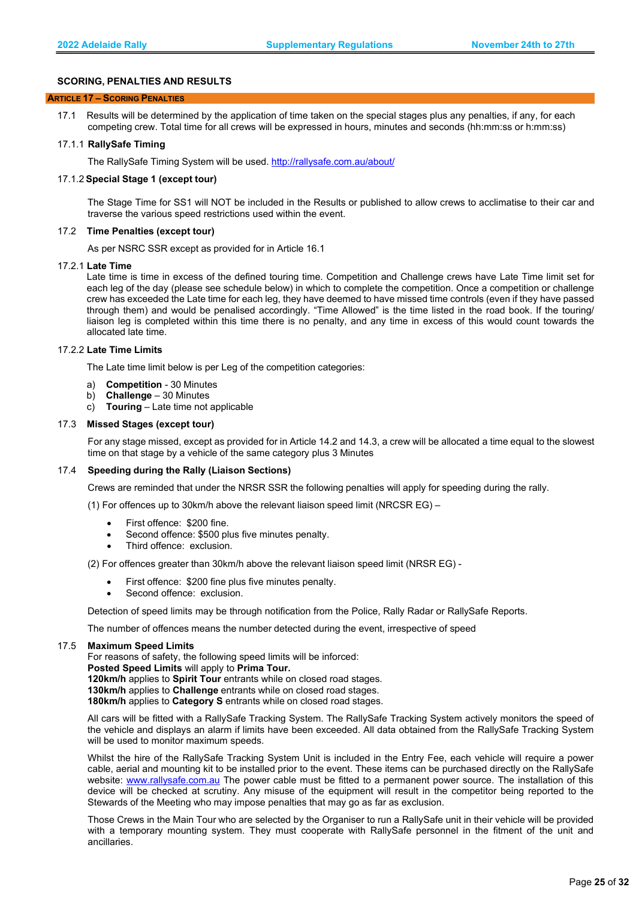## SCORING, PENALTIES AND RESULTS

### ARTICLE 17 – SCORING PENALTIES

17.1 Results will be determined by the application of time taken on the special stages plus any penalties, if any, for each competing crew. Total time for all crews will be expressed in hours, minutes and seconds (hh:mm:ss or h:mm:ss)

**17.1.1 RallySafe Timing**

The RallySafe Timing System will be used. http://rallysafe.com.au/about/

**17.1.2 Special Stage 1 (except tour)**

The Stage Time for SS1 will NOT be included in the Results or published to allow crews to acclimatise to their car and traverse the various speed restrictions used within the event.

**17.2 Time Penalties (except tour)**

As per NSRC SSR except as provided for in Article 16.1

**17.2.1 Late Time**

Late time is time in excess of the defined touring time. Competition and Challenge crews have Late Time limit set for each leg of the day (please see schedule below) in which to complete the competition. Once a competition or challenge crew has exceeded the Late time for each leg, they have deemed to have missed time controls (even if they have passed through them) and would be penalised accordingly. "Time Allowed" is the time listed in the road book. If the touring/ liaison leg is completed within this time there is no penalty, and any time in excess of this would count towards the allocated late time.

**17.2.2 Late Time Limits**

The Late time limit below is per Leg of the competition categories:

a) **Competition** - 30 Minutes
b) **Challenge** – 30 Minutes
c) **Touring** – Late time not applicable

**17.3 Missed Stages (except tour)**

For any stage missed, except as provided for in Article 14.2 and 14.3, a crew will be allocated a time equal to the slowest time on that stage by a vehicle of the same category plus 3 Minutes

**17.4 Speeding during the Rally (Liaison Sections)**

Crews are reminded that under the NRSR SSR the following penalties will apply for speeding during the rally.

(1) For offences up to 30km/h above the relevant liaison speed limit (NRCSR EG) –

- First offence: $200 fine.
- Second offence: $500 plus five minutes penalty.
- Third offence: exclusion.

(2) For offences greater than 30km/h above the relevant liaison speed limit (NRSR EG) -

- First offence: $200 fine plus five minutes penalty.
- Second offence: exclusion.

Detection of speed limits may be through notification from the Police, Rally Radar or RallySafe Reports.

The number of offences means the number detected during the event, irrespective of speed

**17.5 Maximum Speed Limits**

For reasons of safety, the following speed limits will be inforced:
**Posted Speed Limits** will apply to **Prima Tour.**
**120km/h** applies to **Spirit Tour** entrants while on closed road stages.
**130km/h** applies to **Challenge** entrants while on closed road stages.
**180km/h** applies to **Category S** entrants while on closed road stages.

All cars will be fitted with a RallySafe Tracking System. The RallySafe Tracking System actively monitors the speed of the vehicle and displays an alarm if limits have been exceeded. All data obtained from the RallySafe Tracking System will be used to monitor maximum speeds.

Whilst the hire of the RallySafe Tracking System Unit is included in the Entry Fee, each vehicle will require a power cable, aerial and mounting kit to be installed prior to the event. These items can be purchased directly on the RallySafe website: www.rallysafe.com.au The power cable must be fitted to a permanent power source. The installation of this device will be checked at scrutiny. Any misuse of the equipment will result in the competitor being reported to the Stewards of the Meeting who may impose penalties that may go as far as exclusion.

Those Crews in the Main Tour who are selected by the Organiser to run a RallySafe unit in their vehicle will be provided with a temporary mounting system. They must cooperate with RallySafe personnel in the fitment of the unit and ancillaries.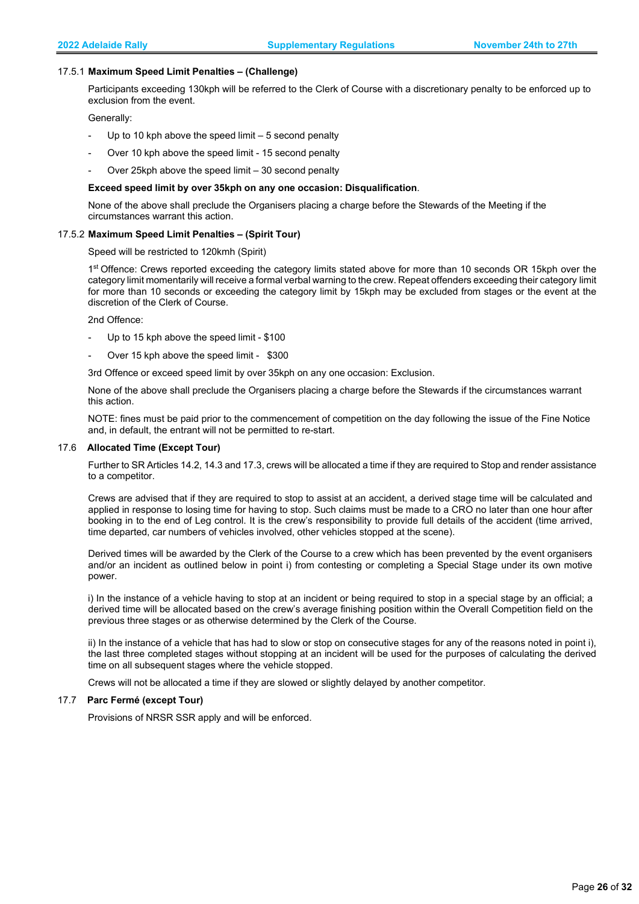17.5.1 **Maximum Speed Limit Penalties – (Challenge)**

Participants exceeding 130kph will be referred to the Clerk of Course with a discretionary penalty to be enforced up to exclusion from the event.

Generally:

- Up to 10 kph above the speed limit – 5 second penalty
- Over 10 kph above the speed limit - 15 second penalty
- Over 25kph above the speed limit – 30 second penalty

**Exceed speed limit by over 35kph on any one occasion: Disqualification**.

None of the above shall preclude the Organisers placing a charge before the Stewards of the Meeting if the circumstances warrant this action.

17.5.2 **Maximum Speed Limit Penalties – (Spirit Tour)**

Speed will be restricted to 120kmh (Spirit)

1st Offence: Crews reported exceeding the category limits stated above for more than 10 seconds OR 15kph over the category limit momentarily will receive a formal verbal warning to the crew. Repeat offenders exceeding their category limit for more than 10 seconds or exceeding the category limit by 15kph may be excluded from stages or the event at the discretion of the Clerk of Course.

2nd Offence:

- Up to 15 kph above the speed limit - $100
- Over 15 kph above the speed limit - $300

3rd Offence or exceed speed limit by over 35kph on any one occasion: Exclusion.

None of the above shall preclude the Organisers placing a charge before the Stewards if the circumstances warrant this action.

NOTE: fines must be paid prior to the commencement of competition on the day following the issue of the Fine Notice and, in default, the entrant will not be permitted to re-start.

17.6 **Allocated Time (Except Tour)**

Further to SR Articles 14.2, 14.3 and 17.3, crews will be allocated a time if they are required to Stop and render assistance to a competitor.

Crews are advised that if they are required to stop to assist at an accident, a derived stage time will be calculated and applied in response to losing time for having to stop. Such claims must be made to a CRO no later than one hour after booking in to the end of Leg control. It is the crew's responsibility to provide full details of the accident (time arrived, time departed, car numbers of vehicles involved, other vehicles stopped at the scene).

Derived times will be awarded by the Clerk of the Course to a crew which has been prevented by the event organisers and/or an incident as outlined below in point i) from contesting or completing a Special Stage under its own motive power.

i) In the instance of a vehicle having to stop at an incident or being required to stop in a special stage by an official; a derived time will be allocated based on the crew's average finishing position within the Overall Competition field on the previous three stages or as otherwise determined by the Clerk of the Course.

ii) In the instance of a vehicle that has had to slow or stop on consecutive stages for any of the reasons noted in point i), the last three completed stages without stopping at an incident will be used for the purposes of calculating the derived time on all subsequent stages where the vehicle stopped.

Crews will not be allocated a time if they are slowed or slightly delayed by another competitor.

17.7 **Parc Fermé (except Tour)**

Provisions of NRSR SSR apply and will be enforced.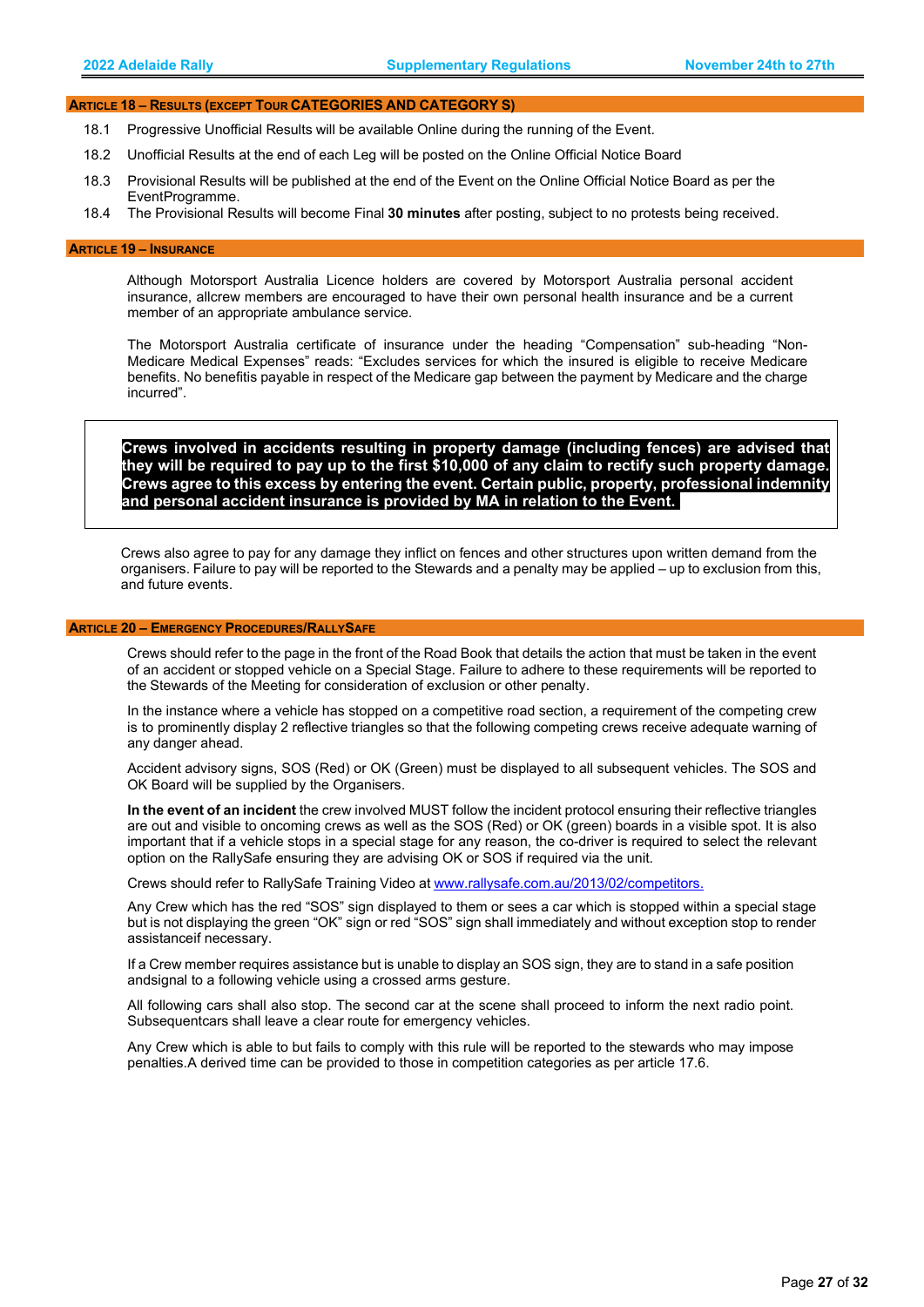## ARTICLE 18 – RESULTS (EXCEPT TOUR CATEGORIES AND CATEGORY S)

18.1 Progressive Unofficial Results will be available Online during the running of the Event.

18.2 Unofficial Results at the end of each Leg will be posted on the Online Official Notice Board

18.3 Provisional Results will be published at the end of the Event on the Online Official Notice Board as per the EventProgramme.

18.4 The Provisional Results will become Final **30 minutes** after posting, subject to no protests being received.

## ARTICLE 19 – INSURANCE

Although Motorsport Australia Licence holders are covered by Motorsport Australia personal accident insurance, allcrew members are encouraged to have their own personal health insurance and be a current member of an appropriate ambulance service.

The Motorsport Australia certificate of insurance under the heading "Compensation" sub-heading "Non-Medicare Medical Expenses" reads: "Excludes services for which the insured is eligible to receive Medicare benefits. No benefitis payable in respect of the Medicare gap between the payment by Medicare and the charge incurred".

**Crews involved in accidents resulting in property damage (including fences) are advised that they will be required to pay up to the first $10,000 of any claim to rectify such property damage. Crews agree to this excess by entering the event. Certain public, property, professional indemnity and personal accident insurance is provided by MA in relation to the Event.**

Crews also agree to pay for any damage they inflict on fences and other structures upon written demand from the organisers. Failure to pay will be reported to the Stewards and a penalty may be applied – up to exclusion from this, and future events.

## ARTICLE 20 – EMERGENCY PROCEDURES/RALLYSAFE

Crews should refer to the page in the front of the Road Book that details the action that must be taken in the event of an accident or stopped vehicle on a Special Stage. Failure to adhere to these requirements will be reported to the Stewards of the Meeting for consideration of exclusion or other penalty.

In the instance where a vehicle has stopped on a competitive road section, a requirement of the competing crew is to prominently display 2 reflective triangles so that the following competing crews receive adequate warning of any danger ahead.

Accident advisory signs, SOS (Red) or OK (Green) must be displayed to all subsequent vehicles. The SOS and OK Board will be supplied by the Organisers.

**In the event of an incident** the crew involved MUST follow the incident protocol ensuring their reflective triangles are out and visible to oncoming crews as well as the SOS (Red) or OK (green) boards in a visible spot. It is also important that if a vehicle stops in a special stage for any reason, the co-driver is required to select the relevant option on the RallySafe ensuring they are advising OK or SOS if required via the unit.

Crews should refer to RallySafe Training Video at www.rallysafe.com.au/2013/02/competitors.

Any Crew which has the red "SOS" sign displayed to them or sees a car which is stopped within a special stage but is not displaying the green "OK" sign or red "SOS" sign shall immediately and without exception stop to render assistanceif necessary.

If a Crew member requires assistance but is unable to display an SOS sign, they are to stand in a safe position andsignal to a following vehicle using a crossed arms gesture.

All following cars shall also stop. The second car at the scene shall proceed to inform the next radio point. Subsequentcars shall leave a clear route for emergency vehicles.

Any Crew which is able to but fails to comply with this rule will be reported to the stewards who may impose penalties.A derived time can be provided to those in competition categories as per article 17.6.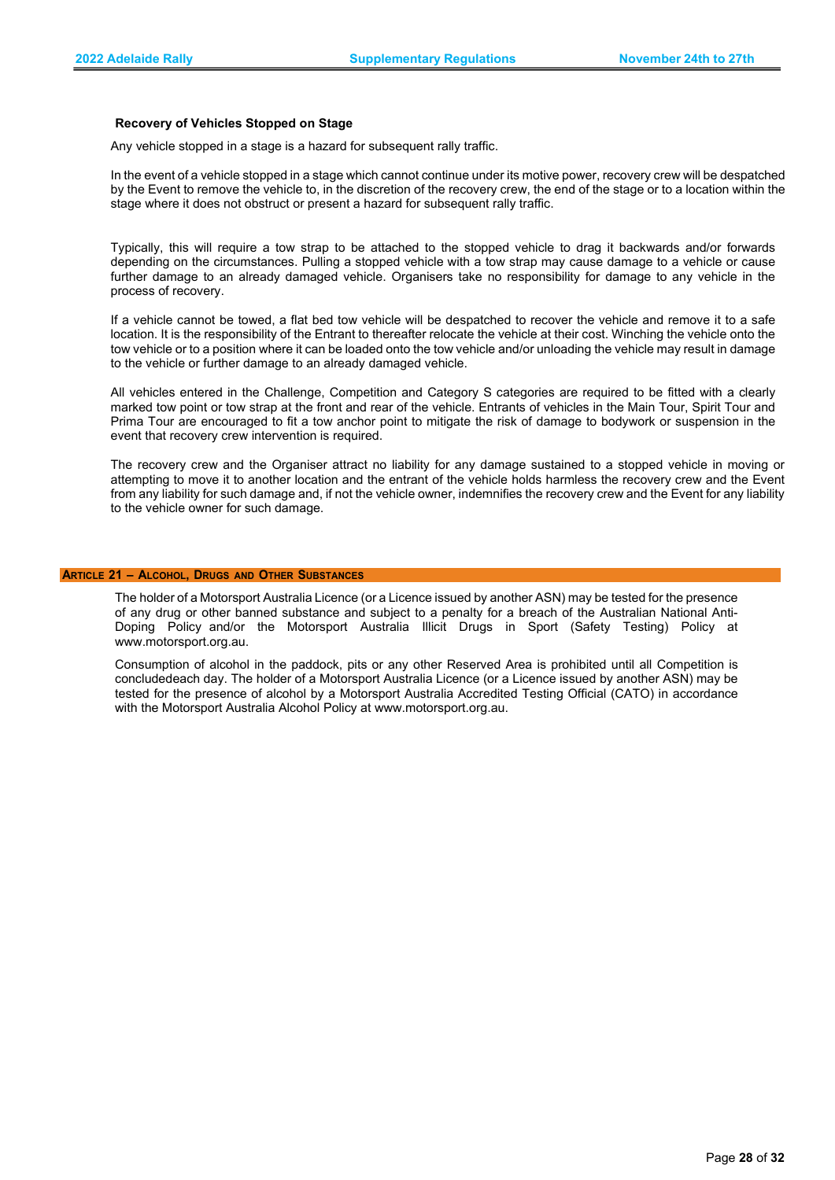### Recovery of Vehicles Stopped on Stage

Any vehicle stopped in a stage is a hazard for subsequent rally traffic.

In the event of a vehicle stopped in a stage which cannot continue under its motive power, recovery crew will be despatched by the Event to remove the vehicle to, in the discretion of the recovery crew, the end of the stage or to a location within the stage where it does not obstruct or present a hazard for subsequent rally traffic.

Typically, this will require a tow strap to be attached to the stopped vehicle to drag it backwards and/or forwards depending on the circumstances. Pulling a stopped vehicle with a tow strap may cause damage to a vehicle or cause further damage to an already damaged vehicle. Organisers take no responsibility for damage to any vehicle in the process of recovery.

If a vehicle cannot be towed, a flat bed tow vehicle will be despatched to recover the vehicle and remove it to a safe location. It is the responsibility of the Entrant to thereafter relocate the vehicle at their cost. Winching the vehicle onto the tow vehicle or to a position where it can be loaded onto the tow vehicle and/or unloading the vehicle may result in damage to the vehicle or further damage to an already damaged vehicle.

All vehicles entered in the Challenge, Competition and Category S categories are required to be fitted with a clearly marked tow point or tow strap at the front and rear of the vehicle. Entrants of vehicles in the Main Tour, Spirit Tour and Prima Tour are encouraged to fit a tow anchor point to mitigate the risk of damage to bodywork or suspension in the event that recovery crew intervention is required.

The recovery crew and the Organiser attract no liability for any damage sustained to a stopped vehicle in moving or attempting to move it to another location and the entrant of the vehicle holds harmless the recovery crew and the Event from any liability for such damage and, if not the vehicle owner, indemnifies the recovery crew and the Event for any liability to the vehicle owner for such damage.

## ARTICLE 21 – ALCOHOL, DRUGS AND OTHER SUBSTANCES

The holder of a Motorsport Australia Licence (or a Licence issued by another ASN) may be tested for the presence of any drug or other banned substance and subject to a penalty for a breach of the Australian National Anti-Doping Policy and/or the Motorsport Australia Illicit Drugs in Sport (Safety Testing) Policy at www.motorsport.org.au.

Consumption of alcohol in the paddock, pits or any other Reserved Area is prohibited until all Competition is concludedeach day. The holder of a Motorsport Australia Licence (or a Licence issued by another ASN) may be tested for the presence of alcohol by a Motorsport Australia Accredited Testing Official (CATO) in accordance with the Motorsport Australia Alcohol Policy at www.motorsport.org.au.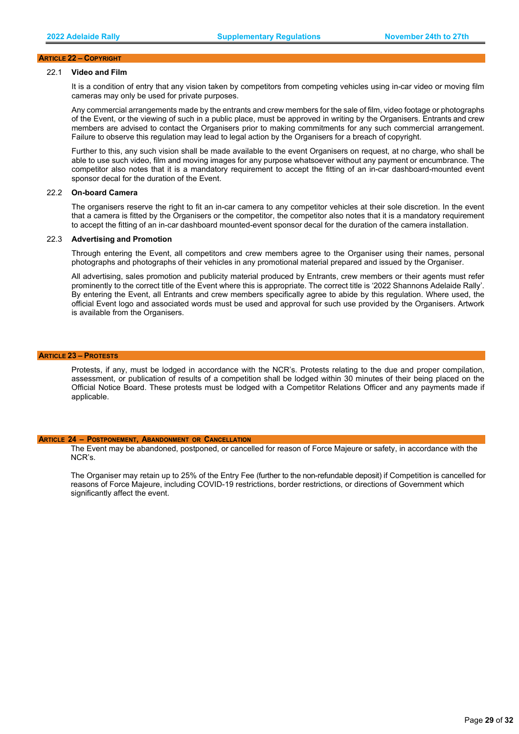## Article 22 – Copyright

### 22.1 Video and Film

It is a condition of entry that any vision taken by competitors from competing vehicles using in-car video or moving film cameras may only be used for private purposes.

Any commercial arrangements made by the entrants and crew members for the sale of film, video footage or photographs of the Event, or the viewing of such in a public place, must be approved in writing by the Organisers. Entrants and crew members are advised to contact the Organisers prior to making commitments for any such commercial arrangement. Failure to observe this regulation may lead to legal action by the Organisers for a breach of copyright.

Further to this, any such vision shall be made available to the event Organisers on request, at no charge, who shall be able to use such video, film and moving images for any purpose whatsoever without any payment or encumbrance. The competitor also notes that it is a mandatory requirement to accept the fitting of an in-car dashboard-mounted event sponsor decal for the duration of the Event.

### 22.2 On-board Camera

The organisers reserve the right to fit an in-car camera to any competitor vehicles at their sole discretion. In the event that a camera is fitted by the Organisers or the competitor, the competitor also notes that it is a mandatory requirement to accept the fitting of an in-car dashboard mounted-event sponsor decal for the duration of the camera installation.

### 22.3 Advertising and Promotion

Through entering the Event, all competitors and crew members agree to the Organiser using their names, personal photographs and photographs of their vehicles in any promotional material prepared and issued by the Organiser.

All advertising, sales promotion and publicity material produced by Entrants, crew members or their agents must refer prominently to the correct title of the Event where this is appropriate. The correct title is '2022 Shannons Adelaide Rally'. By entering the Event, all Entrants and crew members specifically agree to abide by this regulation. Where used, the official Event logo and associated words must be used and approval for such use provided by the Organisers. Artwork is available from the Organisers.

## Article 23 – Protests

Protests, if any, must be lodged in accordance with the NCR's. Protests relating to the due and proper compilation, assessment, or publication of results of a competition shall be lodged within 30 minutes of their being placed on the Official Notice Board. These protests must be lodged with a Competitor Relations Officer and any payments made if applicable.

## Article 24 – Postponement, Abandonment or Cancellation

The Event may be abandoned, postponed, or cancelled for reason of Force Majeure or safety, in accordance with the NCR's.

The Organiser may retain up to 25% of the Entry Fee (further to the non-refundable deposit) if Competition is cancelled for reasons of Force Majeure, including COVID-19 restrictions, border restrictions, or directions of Government which significantly affect the event.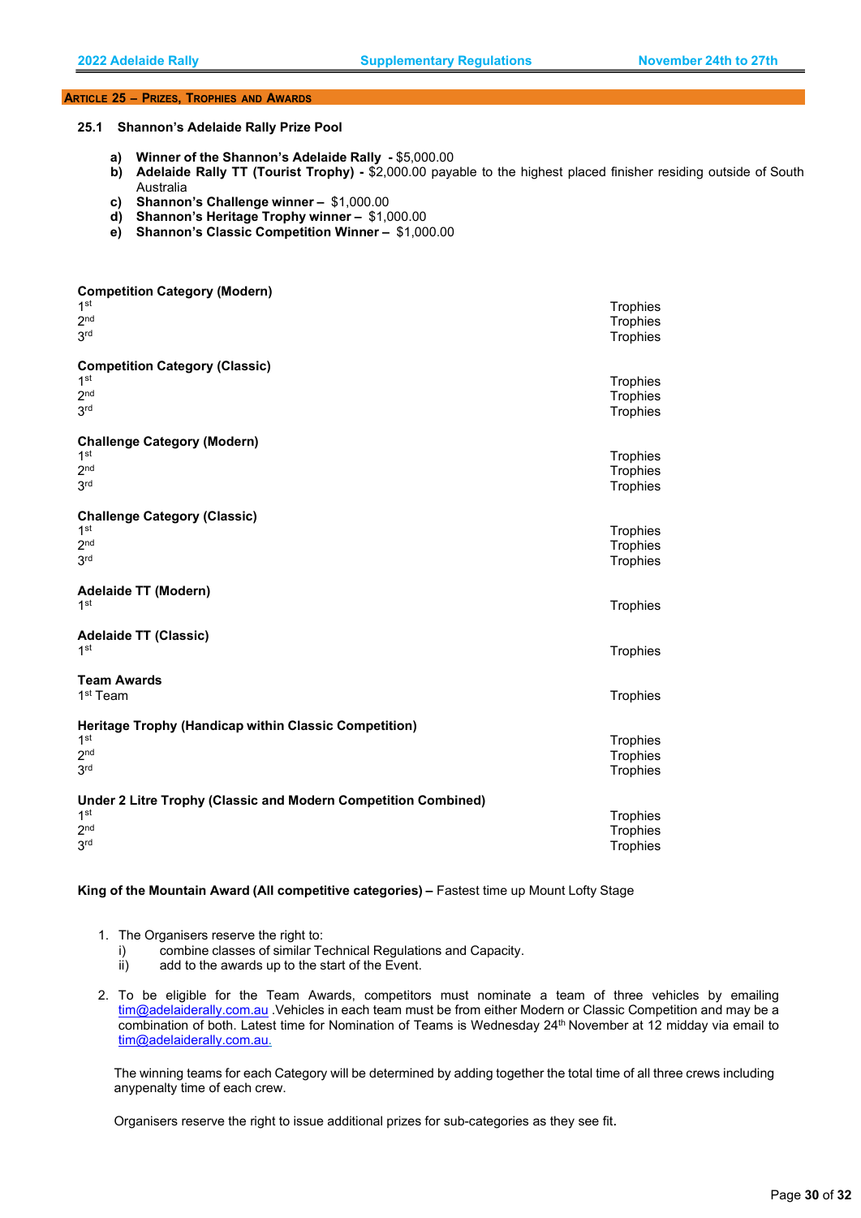## Article 25 – Prizes, Trophies and Awards

### 25.1 Shannon's Adelaide Rally Prize Pool

a) **Winner of the Shannon's Adelaide Rally -** $5,000.00
b) **Adelaide Rally TT (Tourist Trophy) -** $2,000.00 payable to the highest placed finisher residing outside of South Australia
c) **Shannon's Challenge winner –** $1,000.00
d) **Shannon's Heritage Trophy winner –** $1,000.00
e) **Shannon's Classic Competition Winner –** $1,000.00

**Competition Category (Modern)**

| | |
|---|---|
| 1st | Trophies |
| 2nd | Trophies |
| 3rd | Trophies |

**Competition Category (Classic)**

| | |
|---|---|
| 1st | Trophies |
| 2nd | Trophies |
| 3rd | Trophies |

**Challenge Category (Modern)**

| | |
|---|---|
| 1st | Trophies |
| 2nd | Trophies |
| 3rd | Trophies |

**Challenge Category (Classic)**

| | |
|---|---|
| 1st | Trophies |
| 2nd | Trophies |
| 3rd | Trophies |

**Adelaide TT (Modern)**

| | |
|---|---|
| 1st | Trophies |

**Adelaide TT (Classic)**

| | |
|---|---|
| 1st | Trophies |

**Team Awards**

| | |
|---|---|
| 1st Team | Trophies |

**Heritage Trophy (Handicap within Classic Competition)**

| | |
|---|---|
| 1st | Trophies |
| 2nd | Trophies |
| 3rd | Trophies |

**Under 2 Litre Trophy (Classic and Modern Competition Combined)**

| | |
|---|---|
| 1st | Trophies |
| 2nd | Trophies |
| 3rd | Trophies |

**King of the Mountain Award (All competitive categories) –** Fastest time up Mount Lofty Stage

1. The Organisers reserve the right to:
   i) combine classes of similar Technical Regulations and Capacity.
   ii) add to the awards up to the start of the Event.

2. To be eligible for the Team Awards, competitors must nominate a team of three vehicles by emailing tim@adelaiderally.com.au .Vehicles in each team must be from either Modern or Classic Competition and may be a combination of both. Latest time for Nomination of Teams is Wednesday 24th November at 12 midday via email to tim@adelaiderally.com.au.

   The winning teams for each Category will be determined by adding together the total time of all three crews including anypenalty time of each crew.

   Organisers reserve the right to issue additional prizes for sub-categories as they see fit.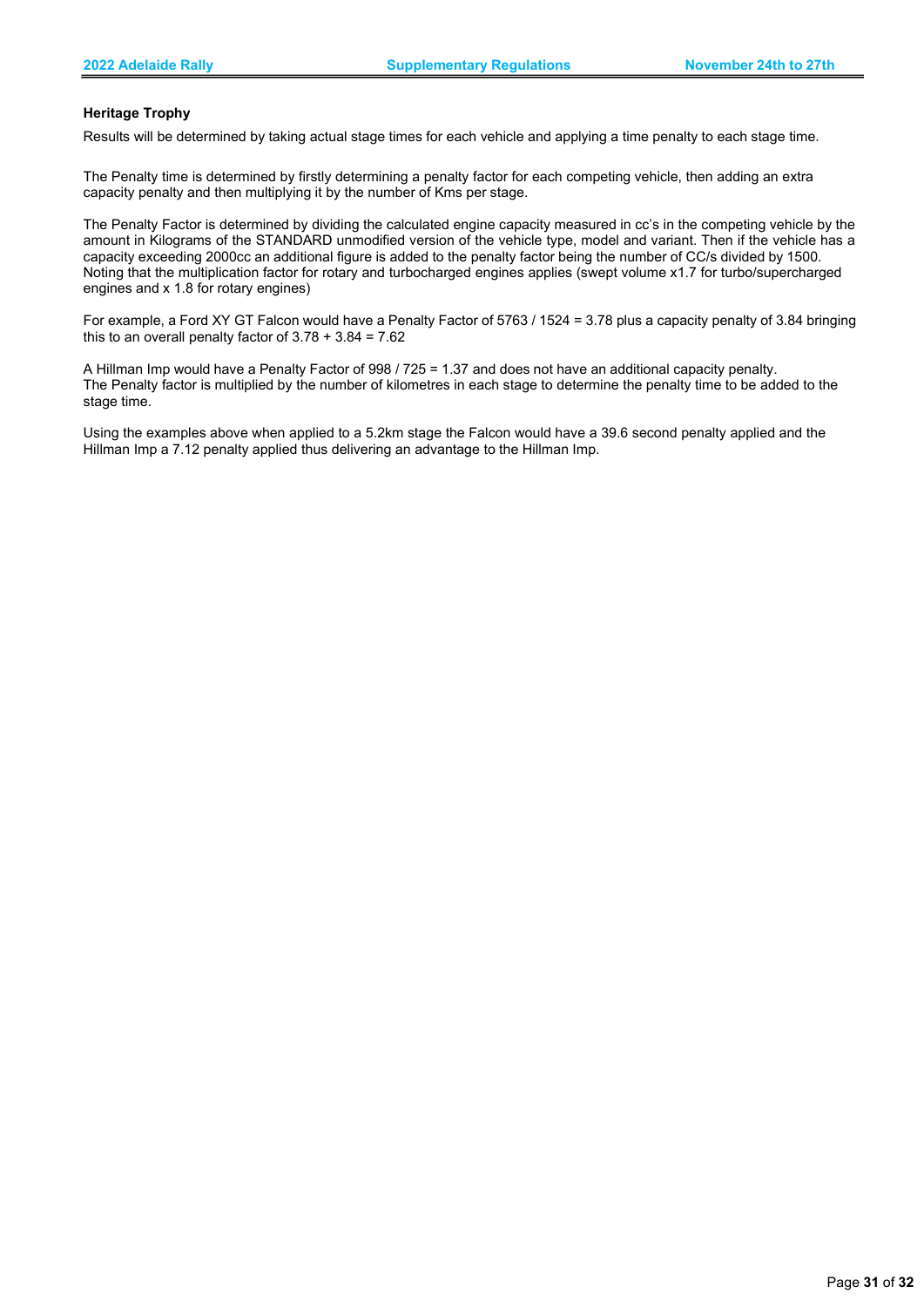**Heritage Trophy**

Results will be determined by taking actual stage times for each vehicle and applying a time penalty to each stage time.

The Penalty time is determined by firstly determining a penalty factor for each competing vehicle, then adding an extra capacity penalty and then multiplying it by the number of Kms per stage.

The Penalty Factor is determined by dividing the calculated engine capacity measured in cc's in the competing vehicle by the amount in Kilograms of the STANDARD unmodified version of the vehicle type, model and variant. Then if the vehicle has a capacity exceeding 2000cc an additional figure is added to the penalty factor being the number of CC/s divided by 1500. Noting that the multiplication factor for rotary and turbocharged engines applies (swept volume x1.7 for turbo/supercharged engines and x 1.8 for rotary engines)

For example, a Ford XY GT Falcon would have a Penalty Factor of 5763 / 1524 = 3.78 plus a capacity penalty of 3.84 bringing this to an overall penalty factor of 3.78 + 3.84 = 7.62

A Hillman Imp would have a Penalty Factor of 998 / 725 = 1.37 and does not have an additional capacity penalty. The Penalty factor is multiplied by the number of kilometres in each stage to determine the penalty time to be added to the stage time.

Using the examples above when applied to a 5.2km stage the Falcon would have a 39.6 second penalty applied and the Hillman Imp a 7.12 penalty applied thus delivering an advantage to the Hillman Imp.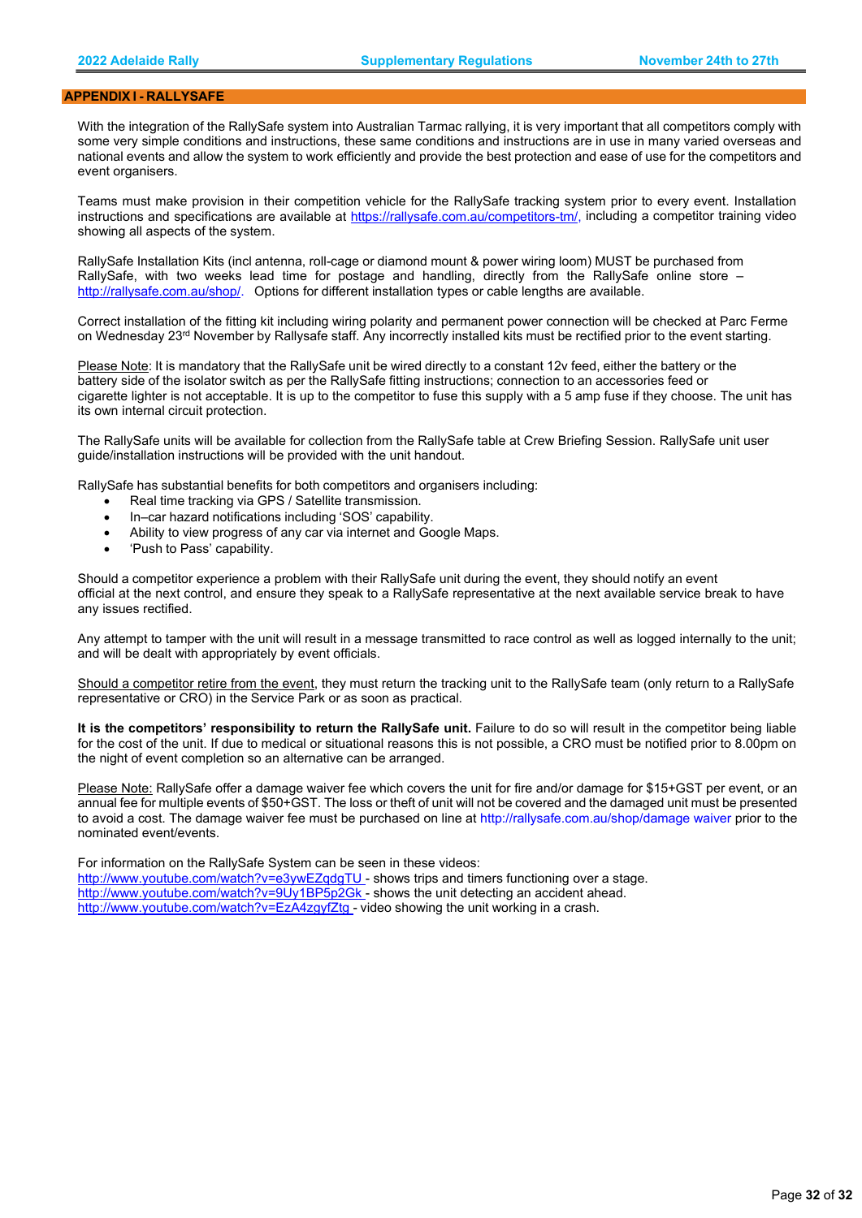## APPENDIX I - RALLYSAFE

With the integration of the RallySafe system into Australian Tarmac rallying, it is very important that all competitors comply with some very simple conditions and instructions, these same conditions and instructions are in use in many varied overseas and national events and allow the system to work efficiently and provide the best protection and ease of use for the competitors and event organisers.

Teams must make provision in their competition vehicle for the RallySafe tracking system prior to every event. Installation instructions and specifications are available at https://rallysafe.com.au/competitors-tm/, including a competitor training video showing all aspects of the system.

RallySafe Installation Kits (incl antenna, roll-cage or diamond mount & power wiring loom) MUST be purchased from RallySafe, with two weeks lead time for postage and handling, directly from the RallySafe online store – http://rallysafe.com.au/shop/. Options for different installation types or cable lengths are available.

Correct installation of the fitting kit including wiring polarity and permanent power connection will be checked at Parc Ferme on Wednesday 23rd November by Rallysafe staff. Any incorrectly installed kits must be rectified prior to the event starting.

Please Note: It is mandatory that the RallySafe unit be wired directly to a constant 12v feed, either the battery or the battery side of the isolator switch as per the RallySafe fitting instructions; connection to an accessories feed or cigarette lighter is not acceptable. It is up to the competitor to fuse this supply with a 5 amp fuse if they choose. The unit has its own internal circuit protection.

The RallySafe units will be available for collection from the RallySafe table at Crew Briefing Session. RallySafe unit user guide/installation instructions will be provided with the unit handout.

RallySafe has substantial benefits for both competitors and organisers including:

- Real time tracking via GPS / Satellite transmission.
- In–car hazard notifications including 'SOS' capability.
- Ability to view progress of any car via internet and Google Maps.
- 'Push to Pass' capability.

Should a competitor experience a problem with their RallySafe unit during the event, they should notify an event official at the next control, and ensure they speak to a RallySafe representative at the next available service break to have any issues rectified.

Any attempt to tamper with the unit will result in a message transmitted to race control as well as logged internally to the unit; and will be dealt with appropriately by event officials.

Should a competitor retire from the event, they must return the tracking unit to the RallySafe team (only return to a RallySafe representative or CRO) in the Service Park or as soon as practical.

**It is the competitors' responsibility to return the RallySafe unit.** Failure to do so will result in the competitor being liable for the cost of the unit. If due to medical or situational reasons this is not possible, a CRO must be notified prior to 8.00pm on the night of event completion so an alternative can be arranged.

Please Note: RallySafe offer a damage waiver fee which covers the unit for fire and/or damage for $15+GST per event, or an annual fee for multiple events of $50+GST. The loss or theft of unit will not be covered and the damaged unit must be presented to avoid a cost. The damage waiver fee must be purchased on line at http://rallysafe.com.au/shop/damage waiver prior to the nominated event/events.

For information on the RallySafe System can be seen in these videos:
http://www.youtube.com/watch?v=e3ywEZqdgTU - shows trips and timers functioning over a stage.
http://www.youtube.com/watch?v=9Uy1BP5p2Gk - shows the unit detecting an accident ahead.
http://www.youtube.com/watch?v=EzA4zgyfZtg - video showing the unit working in a crash.